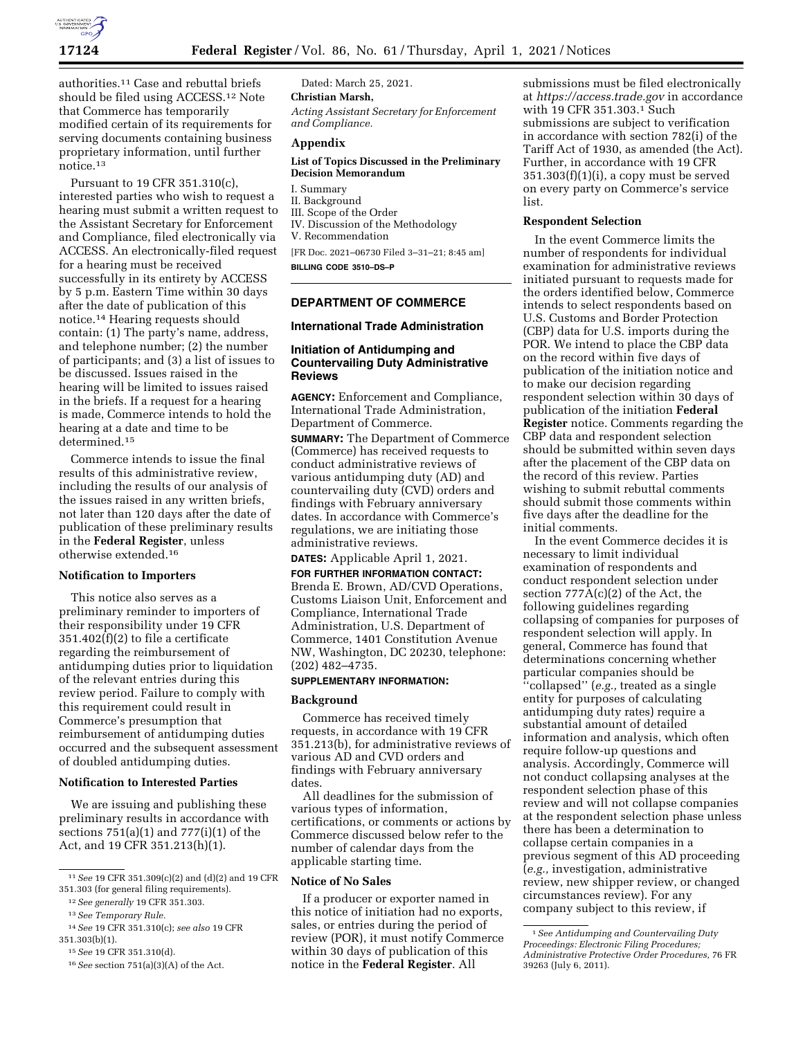authorities.[11] Case and rebuttal briefs should be filed using ACCESS.[12] Note that Commerce has temporarily modified certain of its requirements for serving documents containing business proprietary information, until further notice.[13]

Pursuant to 19 CFR 351.310(c), interested parties who wish to request a hearing must submit a written request to the Assistant Secretary for Enforcement and Compliance, filed electronically via ACCESS. An electronically-filed request for a hearing must be received successfully in its entirety by ACCESS by 5 p.m. Eastern Time within 30 days after the date of publication of this notice.[14] Hearing requests should contain: (1) The party's name, address, and telephone number; (2) the number of participants; and (3) a list of issues to be discussed. Issues raised in the hearing will be limited to issues raised in the briefs. If a request for a hearing is made, Commerce intends to hold the hearing at a date and time to be determined.[15]

Commerce intends to issue the final results of this administrative review, including the results of our analysis of the issues raised in any written briefs, not later than 120 days after the date of publication of these preliminary results in the **Federal Register**, unless otherwise extended.[16]

**Notification to Importers**

This notice also serves as a preliminary reminder to importers of their responsibility under 19 CFR 351.402(f)(2) to file a certificate regarding the reimbursement of antidumping duties prior to liquidation of the relevant entries during this review period. Failure to comply with this requirement could result in Commerce's presumption that reimbursement of antidumping duties occurred and the subsequent assessment of doubled antidumping duties.

**Notification to Interested Parties**

We are issuing and publishing these preliminary results in accordance with sections 751(a)(1) and 777(i)(1) of the Act, and 19 CFR 351.213(h)(1).

[11] *See* 19 CFR 351.309(c)(2) and (d)(2) and 19 CFR 351.303 (for general filing requirements).

[12] *See generally* 19 CFR 351.303.

[13] *See Temporary Rule.*

[14] *See* 19 CFR 351.310(c); *see also* 19 CFR 351.303(b)(1).

[15] *See* 19 CFR 351.310(d).

[16] *See* section 751(a)(3)(A) of the Act.

Dated: March 25, 2021.

**Christian Marsh,**

*Acting Assistant Secretary for Enforcement and Compliance.*

**Appendix**

**List of Topics Discussed in the Preliminary Decision Memorandum**

I. Summary
II. Background
III. Scope of the Order
IV. Discussion of the Methodology
V. Recommendation

[FR Doc. 2021–06730 Filed 3–31–21; 8:45 am]

**BILLING CODE 3510–DS–P**

## DEPARTMENT OF COMMERCE

### International Trade Administration

### Initiation of Antidumping and Countervailing Duty Administrative Reviews

**AGENCY:** Enforcement and Compliance, International Trade Administration, Department of Commerce.

**SUMMARY:** The Department of Commerce (Commerce) has received requests to conduct administrative reviews of various antidumping duty (AD) and countervailing duty (CVD) orders and findings with February anniversary dates. In accordance with Commerce's regulations, we are initiating those administrative reviews.

**DATES:** Applicable April 1, 2021.

**FOR FURTHER INFORMATION CONTACT:** Brenda E. Brown, AD/CVD Operations, Customs Liaison Unit, Enforcement and Compliance, International Trade Administration, U.S. Department of Commerce, 1401 Constitution Avenue NW, Washington, DC 20230, telephone: (202) 482–4735.

**SUPPLEMENTARY INFORMATION:**

**Background**

Commerce has received timely requests, in accordance with 19 CFR 351.213(b), for administrative reviews of various AD and CVD orders and findings with February anniversary dates.

All deadlines for the submission of various types of information, certifications, or comments or actions by Commerce discussed below refer to the number of calendar days from the applicable starting time.

**Notice of No Sales**

If a producer or exporter named in this notice of initiation had no exports, sales, or entries during the period of review (POR), it must notify Commerce within 30 days of publication of this notice in the **Federal Register**. All submissions must be filed electronically at *https://access.trade.gov* in accordance with 19 CFR 351.303.[1] Such submissions are subject to verification in accordance with section 782(i) of the Tariff Act of 1930, as amended (the Act). Further, in accordance with 19 CFR 351.303(f)(1)(i), a copy must be served on every party on Commerce's service list.

**Respondent Selection**

In the event Commerce limits the number of respondents for individual examination for administrative reviews initiated pursuant to requests made for the orders identified below, Commerce intends to select respondents based on U.S. Customs and Border Protection (CBP) data for U.S. imports during the POR. We intend to place the CBP data on the record within five days of publication of the initiation notice and to make our decision regarding respondent selection within 30 days of publication of the initiation **Federal Register** notice. Comments regarding the CBP data and respondent selection should be submitted within seven days after the placement of the CBP data on the record of this review. Parties wishing to submit rebuttal comments should submit those comments within five days after the deadline for the initial comments.

In the event Commerce decides it is necessary to limit individual examination of respondents and conduct respondent selection under section 777A(c)(2) of the Act, the following guidelines regarding collapsing of companies for purposes of respondent selection will apply. In general, Commerce has found that determinations concerning whether particular companies should be "collapsed" (*e.g.,* treated as a single entity for purposes of calculating antidumping duty rates) require a substantial amount of detailed information and analysis, which often require follow-up questions and analysis. Accordingly, Commerce will not conduct collapsing analyses at the respondent selection phase of this review and will not collapse companies at the respondent selection phase unless there has been a determination to collapse certain companies in a previous segment of this AD proceeding (*e.g.,* investigation, administrative review, new shipper review, or changed circumstances review). For any company subject to this review, if

[1] *See Antidumping and Countervailing Duty Proceedings: Electronic Filing Procedures; Administrative Protective Order Procedures,* 76 FR 39263 (July 6, 2011).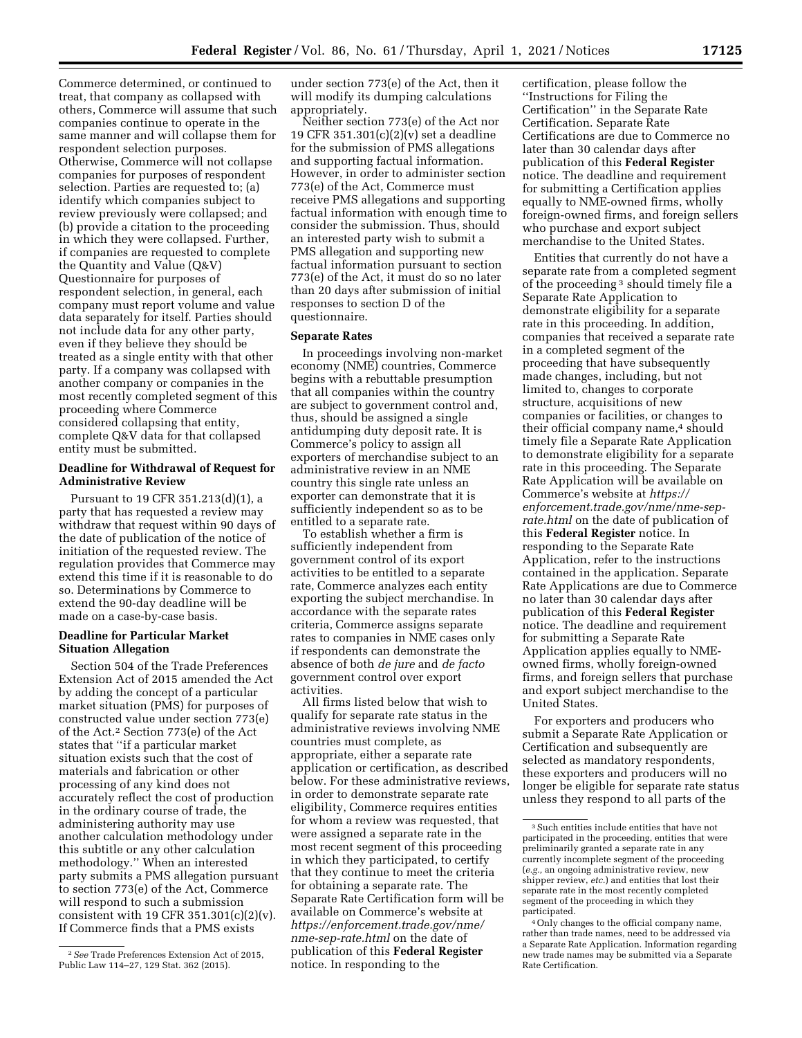Commerce determined, or continued to treat, that company as collapsed with others, Commerce will assume that such companies continue to operate in the same manner and will collapse them for respondent selection purposes. Otherwise, Commerce will not collapse companies for purposes of respondent selection. Parties are requested to; (a) identify which companies subject to review previously were collapsed; and (b) provide a citation to the proceeding in which they were collapsed. Further, if companies are requested to complete the Quantity and Value (Q&V) Questionnaire for purposes of respondent selection, in general, each company must report volume and value data separately for itself. Parties should not include data for any other party, even if they believe they should be treated as a single entity with that other party. If a company was collapsed with another company or companies in the most recently completed segment of this proceeding where Commerce considered collapsing that entity, complete Q&V data for that collapsed entity must be submitted.

**Deadline for Withdrawal of Request for Administrative Review**

Pursuant to 19 CFR 351.213(d)(1), a party that has requested a review may withdraw that request within 90 days of the date of publication of the notice of initiation of the requested review. The regulation provides that Commerce may extend this time if it is reasonable to do so. Determinations by Commerce to extend the 90-day deadline will be made on a case-by-case basis.

**Deadline for Particular Market Situation Allegation**

Section 504 of the Trade Preferences Extension Act of 2015 amended the Act by adding the concept of a particular market situation (PMS) for purposes of constructed value under section 773(e) of the Act.[2] Section 773(e) of the Act states that ''if a particular market situation exists such that the cost of materials and fabrication or other processing of any kind does not accurately reflect the cost of production in the ordinary course of trade, the administering authority may use another calculation methodology under this subtitle or any other calculation methodology.'' When an interested party submits a PMS allegation pursuant to section 773(e) of the Act, Commerce will respond to such a submission consistent with 19 CFR 351.301(c)(2)(v). If Commerce finds that a PMS exists under section 773(e) of the Act, then it will modify its dumping calculations appropriately.

Neither section 773(e) of the Act nor 19 CFR 351.301(c)(2)(v) set a deadline for the submission of PMS allegations and supporting factual information. However, in order to administer section 773(e) of the Act, Commerce must receive PMS allegations and supporting factual information with enough time to consider the submission. Thus, should an interested party wish to submit a PMS allegation and supporting new factual information pursuant to section 773(e) of the Act, it must do so no later than 20 days after submission of initial responses to section D of the questionnaire.

**Separate Rates**

In proceedings involving non-market economy (NME) countries, Commerce begins with a rebuttable presumption that all companies within the country are subject to government control and, thus, should be assigned a single antidumping duty deposit rate. It is Commerce's policy to assign all exporters of merchandise subject to an administrative review in an NME country this single rate unless an exporter can demonstrate that it is sufficiently independent so as to be entitled to a separate rate.

To establish whether a firm is sufficiently independent from government control of its export activities to be entitled to a separate rate, Commerce analyzes each entity exporting the subject merchandise. In accordance with the separate rates criteria, Commerce assigns separate rates to companies in NME cases only if respondents can demonstrate the absence of both *de jure* and *de facto* government control over export activities.

All firms listed below that wish to qualify for separate rate status in the administrative reviews involving NME countries must complete, as appropriate, either a separate rate application or certification, as described below. For these administrative reviews, in order to demonstrate separate rate eligibility, Commerce requires entities for whom a review was requested, that were assigned a separate rate in the most recent segment of this proceeding in which they participated, to certify that they continue to meet the criteria for obtaining a separate rate. The Separate Rate Certification form will be available on Commerce's website at *https://enforcement.trade.gov/nme/nme-sep-rate.html* on the date of publication of this **Federal Register** notice. In responding to the certification, please follow the ''Instructions for Filing the Certification'' in the Separate Rate Certification. Separate Rate Certifications are due to Commerce no later than 30 calendar days after publication of this **Federal Register** notice. The deadline and requirement for submitting a Certification applies equally to NME-owned firms, wholly foreign-owned firms, and foreign sellers who purchase and export subject merchandise to the United States.

Entities that currently do not have a separate rate from a completed segment of the proceeding[3] should timely file a Separate Rate Application to demonstrate eligibility for a separate rate in this proceeding. In addition, companies that received a separate rate in a completed segment of the proceeding that have subsequently made changes, including, but not limited to, changes to corporate structure, acquisitions of new companies or facilities, or changes to their official company name,[4] should timely file a Separate Rate Application to demonstrate eligibility for a separate rate in this proceeding. The Separate Rate Application will be available on Commerce's website at *https://enforcement.trade.gov/nme/nme-sep-rate.html* on the date of publication of this **Federal Register** notice. In responding to the Separate Rate Application, refer to the instructions contained in the application. Separate Rate Applications are due to Commerce no later than 30 calendar days after publication of this **Federal Register** notice. The deadline and requirement for submitting a Separate Rate Application applies equally to NME-owned firms, wholly foreign-owned firms, and foreign sellers that purchase and export subject merchandise to the United States.

For exporters and producers who submit a Separate Rate Application or Certification and subsequently are selected as mandatory respondents, these exporters and producers will no longer be eligible for separate rate status unless they respond to all parts of the

---

[2] *See* Trade Preferences Extension Act of 2015, Public Law 114–27, 129 Stat. 362 (2015).

[3] Such entities include entities that have not participated in the proceeding, entities that were preliminarily granted a separate rate in any currently incomplete segment of the proceeding (*e.g.,* an ongoing administrative review, new shipper review, *etc.*) and entities that lost their separate rate in the most recently completed segment of the proceeding in which they participated.

[4] Only changes to the official company name, rather than trade names, need to be addressed via a Separate Rate Application. Information regarding new trade names may be submitted via a Separate Rate Certification.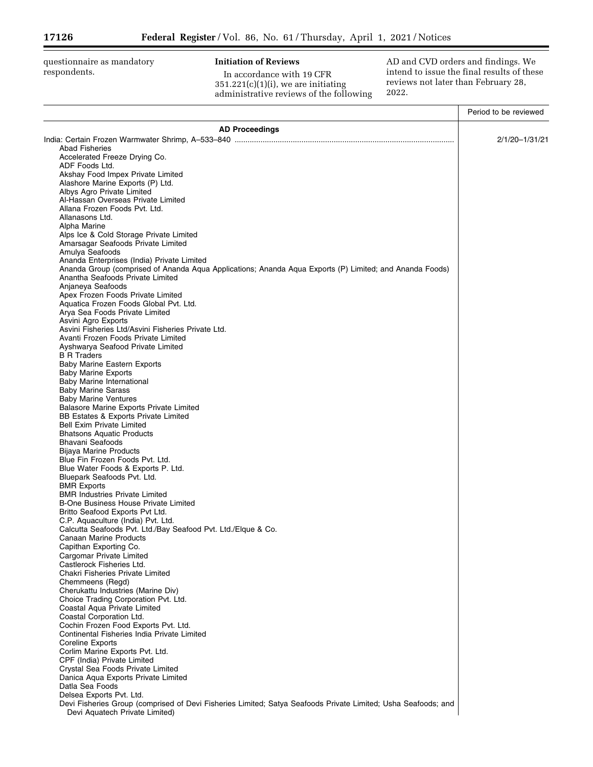questionnaire as mandatory respondents.

### Initiation of Reviews

In accordance with 19 CFR 351.221(c)(1)(i), we are initiating administrative reviews of the following AD and CVD orders and findings. We intend to issue the final results of these reviews not later than February 28, 2022.

| | Period to be reviewed |
|---|---|
| **AD Proceedings** | |
| India: Certain Frozen Warmwater Shrimp, A–533–840 | 2/1/20–1/31/21 |
| Abad Fisheries | |
| Accelerated Freeze Drying Co. | |
| ADF Foods Ltd. | |
| Akshay Food Impex Private Limited | |
| Alashore Marine Exports (P) Ltd. | |
| Albys Agro Private Limited | |
| Al-Hassan Overseas Private Limited | |
| Allana Frozen Foods Pvt. Ltd. | |
| Allanasons Ltd. | |
| Alpha Marine | |
| Alps Ice & Cold Storage Private Limited | |
| Amarsagar Seafoods Private Limited | |
| Amulya Seafoods | |
| Ananda Enterprises (India) Private Limited | |
| Ananda Group (comprised of Ananda Aqua Applications; Ananda Aqua Exports (P) Limited; and Ananda Foods) | |
| Anantha Seafoods Private Limited | |
| Anjaneya Seafoods | |
| Apex Frozen Foods Private Limited | |
| Aquatica Frozen Foods Global Pvt. Ltd. | |
| Arya Sea Foods Private Limited | |
| Asvini Agro Exports | |
| Asvini Fisheries Ltd/Asvini Fisheries Private Ltd. | |
| Avanti Frozen Foods Private Limited | |
| Ayshwarya Seafood Private Limited | |
| B R Traders | |
| Baby Marine Eastern Exports | |
| Baby Marine Exports | |
| Baby Marine International | |
| Baby Marine Sarass | |
| Baby Marine Ventures | |
| Balasore Marine Exports Private Limited | |
| BB Estates & Exports Private Limited | |
| Bell Exim Private Limited | |
| Bhatsons Aquatic Products | |
| Bhavani Seafoods | |
| Bijaya Marine Products | |
| Blue Fin Frozen Foods Pvt. Ltd. | |
| Blue Water Foods & Exports P. Ltd. | |
| Bluepark Seafoods Pvt. Ltd. | |
| BMR Exports | |
| BMR Industries Private Limited | |
| B-One Business House Private Limited | |
| Britto Seafood Exports Pvt Ltd. | |
| C.P. Aquaculture (India) Pvt. Ltd. | |
| Calcutta Seafoods Pvt. Ltd./Bay Seafood Pvt. Ltd./Elque & Co. | |
| Canaan Marine Products | |
| Capithan Exporting Co. | |
| Cargomar Private Limited | |
| Castlerock Fisheries Ltd. | |
| Chakri Fisheries Private Limited | |
| Chemmeens (Regd) | |
| Cherukattu Industries (Marine Div) | |
| Choice Trading Corporation Pvt. Ltd. | |
| Coastal Aqua Private Limited | |
| Coastal Corporation Ltd. | |
| Cochin Frozen Food Exports Pvt. Ltd. | |
| Continental Fisheries India Private Limited | |
| Coreline Exports | |
| Corlim Marine Exports Pvt. Ltd. | |
| CPF (India) Private Limited | |
| Crystal Sea Foods Private Limited | |
| Danica Aqua Exports Private Limited | |
| Datla Sea Foods | |
| Delsea Exports Pvt. Ltd. | |
| Devi Fisheries Group (comprised of Devi Fisheries Limited; Satya Seafoods Private Limited; Usha Seafoods; and Devi Aquatech Private Limited) | |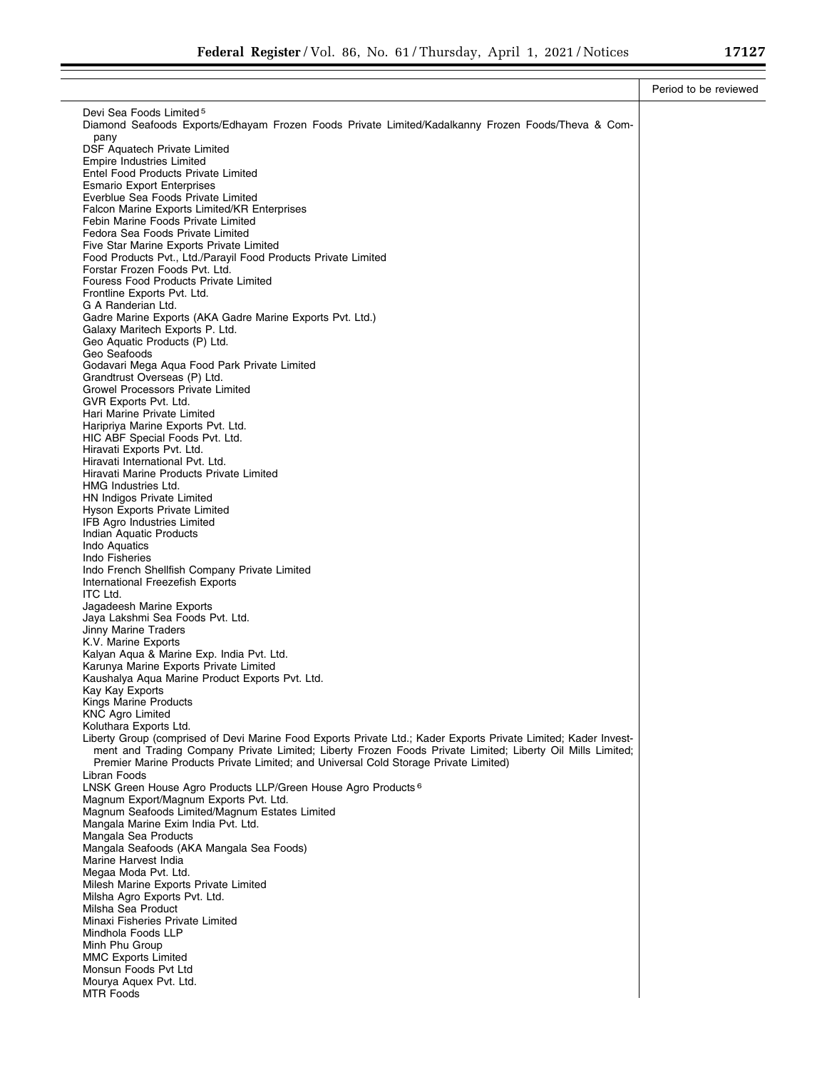| | Period to be reviewed |
|---|---|
| Devi Sea Foods Limited [5] | |
| Diamond Seafoods Exports/Edhayam Frozen Foods Private Limited/Kadalkanny Frozen Foods/Theva & Company | |
| DSF Aquatech Private Limited | |
| Empire Industries Limited | |
| Entel Food Products Private Limited | |
| Esmario Export Enterprises | |
| Everblue Sea Foods Private Limited | |
| Falcon Marine Exports Limited/KR Enterprises | |
| Febin Marine Foods Private Limited | |
| Fedora Sea Foods Private Limited | |
| Five Star Marine Exports Private Limited | |
| Food Products Pvt., Ltd./Parayil Food Products Private Limited | |
| Forstar Frozen Foods Pvt. Ltd. | |
| Fouress Food Products Private Limited | |
| Frontline Exports Pvt. Ltd. | |
| G A Randerian Ltd. | |
| Gadre Marine Exports (AKA Gadre Marine Exports Pvt. Ltd.) | |
| Galaxy Maritech Exports P. Ltd. | |
| Geo Aquatic Products (P) Ltd. | |
| Geo Seafoods | |
| Godavari Mega Aqua Food Park Private Limited | |
| Grandtrust Overseas (P) Ltd. | |
| Growel Processors Private Limited | |
| GVR Exports Pvt. Ltd. | |
| Hari Marine Private Limited | |
| Haripriya Marine Exports Pvt. Ltd. | |
| HIC ABF Special Foods Pvt. Ltd. | |
| Hiravati Exports Pvt. Ltd. | |
| Hiravati International Pvt. Ltd. | |
| Hiravati Marine Products Private Limited | |
| HMG Industries Ltd. | |
| HN Indigos Private Limited | |
| Hyson Exports Private Limited | |
| IFB Agro Industries Limited | |
| Indian Aquatic Products | |
| Indo Aquatics | |
| Indo Fisheries | |
| Indo French Shellfish Company Private Limited | |
| International Freezefish Exports | |
| ITC Ltd. | |
| Jagadeesh Marine Exports | |
| Jaya Lakshmi Sea Foods Pvt. Ltd. | |
| Jinny Marine Traders | |
| K.V. Marine Exports | |
| Kalyan Aqua & Marine Exp. India Pvt. Ltd. | |
| Karunya Marine Exports Private Limited | |
| Kaushalya Aqua Marine Product Exports Pvt. Ltd. | |
| Kay Kay Exports | |
| Kings Marine Products | |
| KNC Agro Limited | |
| Koluthara Exports Ltd. | |
| Liberty Group (comprised of Devi Marine Food Exports Private Ltd.; Kader Exports Private Limited; Kader Investment and Trading Company Private Limited; Liberty Frozen Foods Private Limited; Liberty Oil Mills Limited; Premier Marine Products Private Limited; and Universal Cold Storage Private Limited) | |
| Libran Foods | |
| LNSK Green House Agro Products LLP/Green House Agro Products [6] | |
| Magnum Export/Magnum Exports Pvt. Ltd. | |
| Magnum Seafoods Limited/Magnum Estates Limited | |
| Mangala Marine Exim India Pvt. Ltd. | |
| Mangala Sea Products | |
| Mangala Seafoods (AKA Mangala Sea Foods) | |
| Marine Harvest India | |
| Megaa Moda Pvt. Ltd. | |
| Milesh Marine Exports Private Limited | |
| Milsha Agro Exports Pvt. Ltd. | |
| Milsha Sea Product | |
| Minaxi Fisheries Private Limited | |
| Mindhola Foods LLP | |
| Minh Phu Group | |
| MMC Exports Limited | |
| Monsun Foods Pvt Ltd | |
| Mourya Aquex Pvt. Ltd. | |
| MTR Foods | |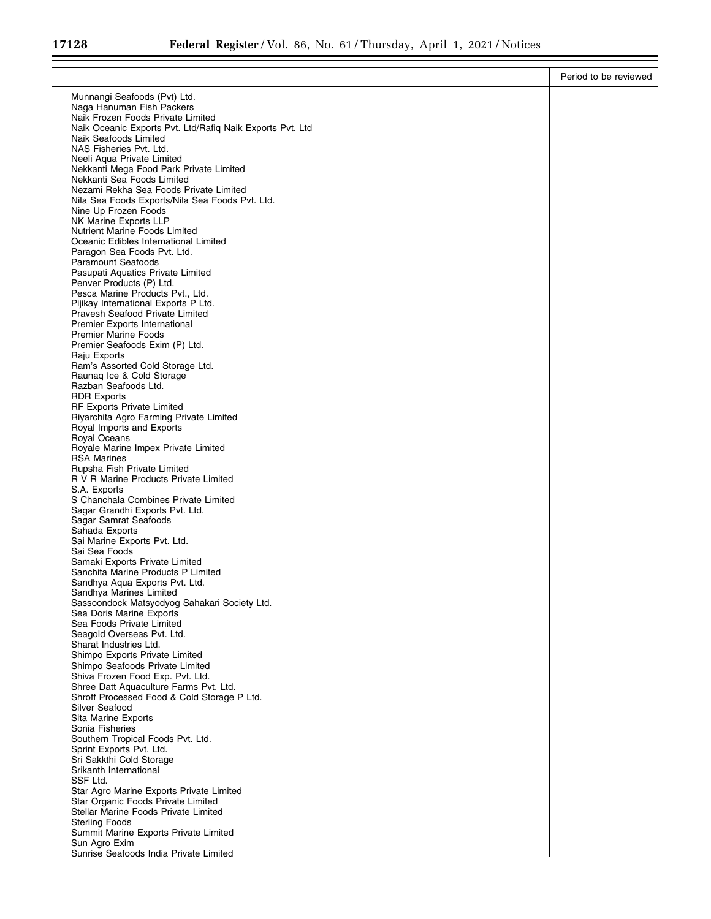| | Period to be reviewed |
|---|---|
| Munnangi Seafoods (Pvt) Ltd. | |
| Naga Hanuman Fish Packers | |
| Naik Frozen Foods Private Limited | |
| Naik Oceanic Exports Pvt. Ltd/Rafiq Naik Exports Pvt. Ltd | |
| Naik Seafoods Limited | |
| NAS Fisheries Pvt. Ltd. | |
| Neeli Aqua Private Limited | |
| Nekkanti Mega Food Park Private Limited | |
| Nekkanti Sea Foods Limited | |
| Nezami Rekha Sea Foods Private Limited | |
| Nila Sea Foods Exports/Nila Sea Foods Pvt. Ltd. | |
| Nine Up Frozen Foods | |
| NK Marine Exports LLP | |
| Nutrient Marine Foods Limited | |
| Oceanic Edibles International Limited | |
| Paragon Sea Foods Pvt. Ltd. | |
| Paramount Seafoods | |
| Pasupati Aquatics Private Limited | |
| Penver Products (P) Ltd. | |
| Pesca Marine Products Pvt., Ltd. | |
| Pijikay International Exports P Ltd. | |
| Pravesh Seafood Private Limited | |
| Premier Exports International | |
| Premier Marine Foods | |
| Premier Seafoods Exim (P) Ltd. | |
| Raju Exports | |
| Ram's Assorted Cold Storage Ltd. | |
| Raunaq Ice & Cold Storage | |
| Razban Seafoods Ltd. | |
| RDR Exports | |
| RF Exports Private Limited | |
| Riyarchita Agro Farming Private Limited | |
| Royal Imports and Exports | |
| Royal Oceans | |
| Royale Marine Impex Private Limited | |
| RSA Marines | |
| Rupsha Fish Private Limited | |
| R V R Marine Products Private Limited | |
| S.A. Exports | |
| S Chanchala Combines Private Limited | |
| Sagar Grandhi Exports Pvt. Ltd. | |
| Sagar Samrat Seafoods | |
| Sahada Exports | |
| Sai Marine Exports Pvt. Ltd. | |
| Sai Sea Foods | |
| Samaki Exports Private Limited | |
| Sanchita Marine Products P Limited | |
| Sandhya Aqua Exports Pvt. Ltd. | |
| Sandhya Marines Limited | |
| Sassoondock Matsyodyog Sahakari Society Ltd. | |
| Sea Doris Marine Exports | |
| Sea Foods Private Limited | |
| Seagold Overseas Pvt. Ltd. | |
| Sharat Industries Ltd. | |
| Shimpo Exports Private Limited | |
| Shimpo Seafoods Private Limited | |
| Shiva Frozen Food Exp. Pvt. Ltd. | |
| Shree Datt Aquaculture Farms Pvt. Ltd. | |
| Shroff Processed Food & Cold Storage P Ltd. | |
| Silver Seafood | |
| Sita Marine Exports | |
| Sonia Fisheries | |
| Southern Tropical Foods Pvt. Ltd. | |
| Sprint Exports Pvt. Ltd. | |
| Sri Sakkthi Cold Storage | |
| Srikanth International | |
| SSF Ltd. | |
| Star Agro Marine Exports Private Limited | |
| Star Organic Foods Private Limited | |
| Stellar Marine Foods Private Limited | |
| Sterling Foods | |
| Summit Marine Exports Private Limited | |
| Sun Agro Exim | |
| Sunrise Seafoods India Private Limited | |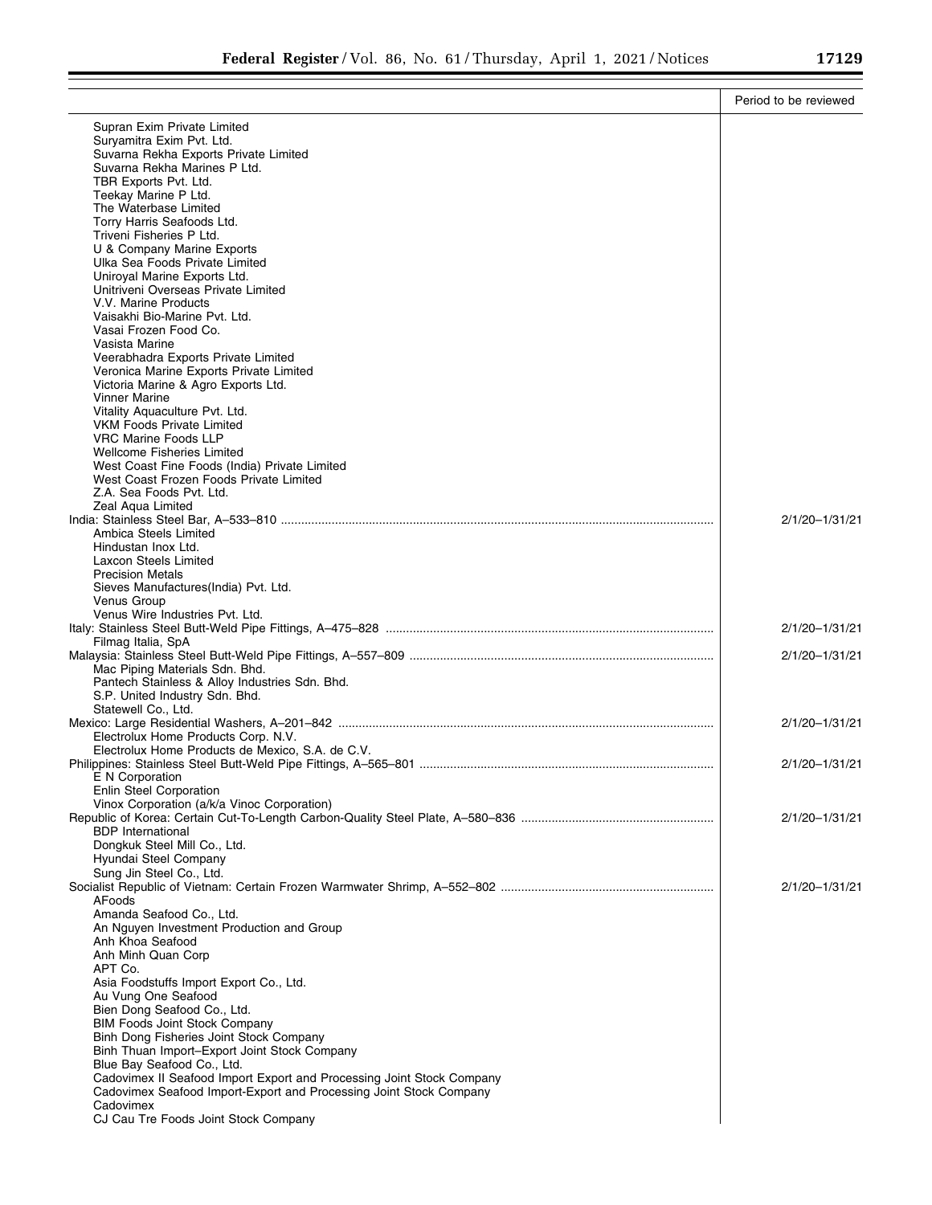| | Period to be reviewed |
|---|---|
| Supran Exim Private Limited | |
| Suryamitra Exim Pvt. Ltd. | |
| Suvarna Rekha Exports Private Limited | |
| Suvarna Rekha Marines P Ltd. | |
| TBR Exports Pvt. Ltd. | |
| Teekay Marine P Ltd. | |
| The Waterbase Limited | |
| Torry Harris Seafoods Ltd. | |
| Triveni Fisheries P Ltd. | |
| U & Company Marine Exports | |
| Ulka Sea Foods Private Limited | |
| Uniroyal Marine Exports Ltd. | |
| Unitriveni Overseas Private Limited | |
| V.V. Marine Products | |
| Vaisakhi Bio-Marine Pvt. Ltd. | |
| Vasai Frozen Food Co. | |
| Vasista Marine | |
| Veerabhadra Exports Private Limited | |
| Veronica Marine Exports Private Limited | |
| Victoria Marine & Agro Exports Ltd. | |
| Vinner Marine | |
| Vitality Aquaculture Pvt. Ltd. | |
| VKM Foods Private Limited | |
| VRC Marine Foods LLP | |
| Wellcome Fisheries Limited | |
| West Coast Fine Foods (India) Private Limited | |
| West Coast Frozen Foods Private Limited | |
| Z.A. Sea Foods Pvt. Ltd. | |
| Zeal Aqua Limited | |
| India: Stainless Steel Bar, A–533–810 | 2/1/20–1/31/21 |
| Ambica Steels Limited | |
| Hindustan Inox Ltd. | |
| Laxcon Steels Limited | |
| Precision Metals | |
| Sieves Manufactures(India) Pvt. Ltd. | |
| Venus Group | |
| Venus Wire Industries Pvt. Ltd. | |
| Italy: Stainless Steel Butt-Weld Pipe Fittings, A–475–828 | 2/1/20–1/31/21 |
| Filmag Italia, SpA | |
| Malaysia: Stainless Steel Butt-Weld Pipe Fittings, A–557–809 | 2/1/20–1/31/21 |
| Mac Piping Materials Sdn. Bhd. | |
| Pantech Stainless & Alloy Industries Sdn. Bhd. | |
| S.P. United Industry Sdn. Bhd. | |
| Statewell Co., Ltd. | |
| Mexico: Large Residential Washers, A–201–842 | 2/1/20–1/31/21 |
| Electrolux Home Products Corp. N.V. | |
| Electrolux Home Products de Mexico, S.A. de C.V. | |
| Philippines: Stainless Steel Butt-Weld Pipe Fittings, A–565–801 | 2/1/20–1/31/21 |
| E N Corporation | |
| Enlin Steel Corporation | |
| Vinox Corporation (a/k/a Vinoc Corporation) | |
| Republic of Korea: Certain Cut-To-Length Carbon-Quality Steel Plate, A–580–836 | 2/1/20–1/31/21 |
| BDP International | |
| Dongkuk Steel Mill Co., Ltd. | |
| Hyundai Steel Company | |
| Sung Jin Steel Co., Ltd. | |
| Socialist Republic of Vietnam: Certain Frozen Warmwater Shrimp, A–552–802 | 2/1/20–1/31/21 |
| AFoods | |
| Amanda Seafood Co., Ltd. | |
| An Nguyen Investment Production and Group | |
| Anh Khoa Seafood | |
| Anh Minh Quan Corp | |
| APT Co. | |
| Asia Foodstuffs Import Export Co., Ltd. | |
| Au Vung One Seafood | |
| Bien Dong Seafood Co., Ltd. | |
| BIM Foods Joint Stock Company | |
| Binh Dong Fisheries Joint Stock Company | |
| Binh Thuan Import–Export Joint Stock Company | |
| Blue Bay Seafood Co., Ltd. | |
| Cadovimex II Seafood Import Export and Processing Joint Stock Company | |
| Cadovimex Seafood Import-Export and Processing Joint Stock Company | |
| Cadovimex | |
| CJ Cau Tre Foods Joint Stock Company | |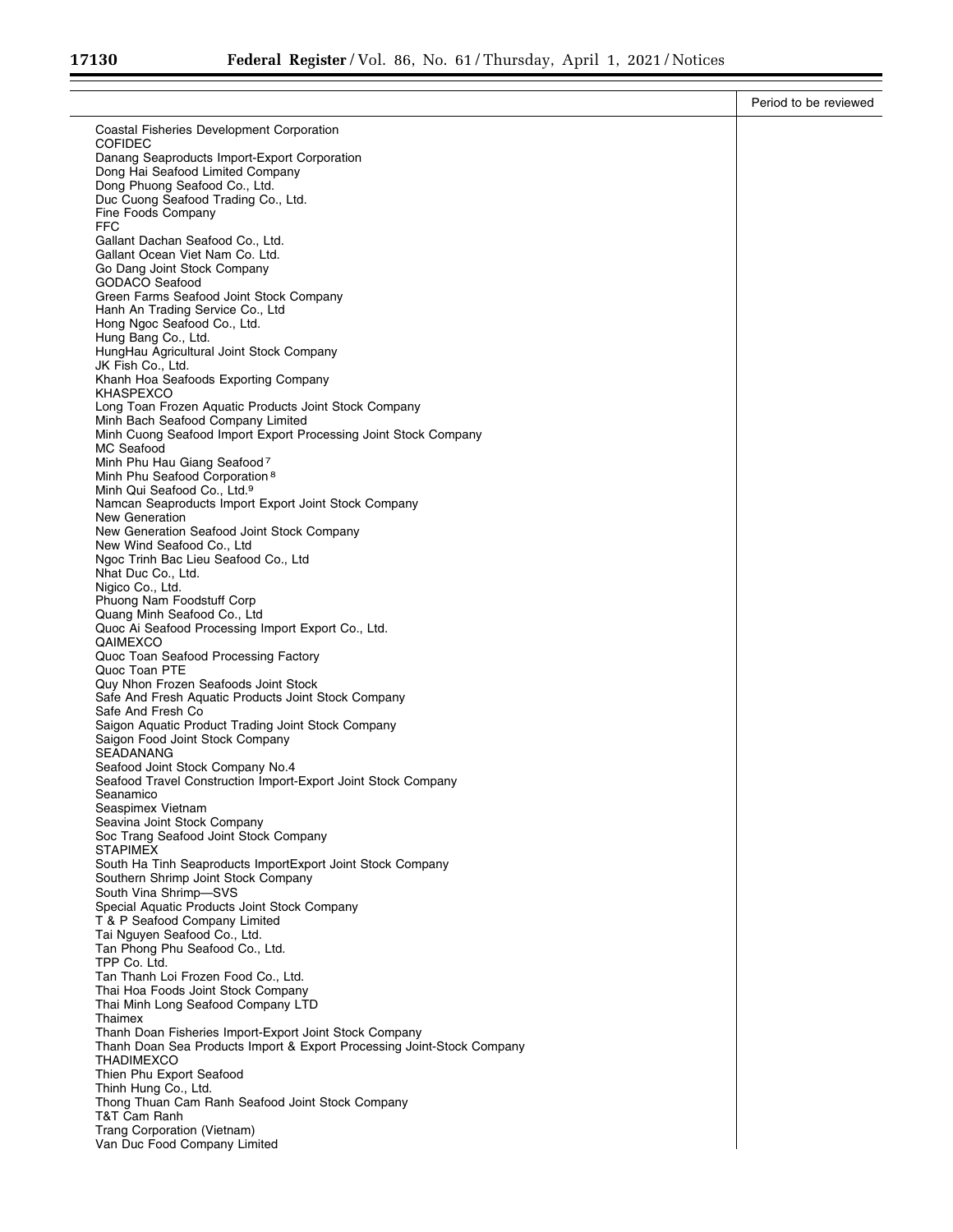| | Period to be reviewed |
|---|---|
| Coastal Fisheries Development Corporation | |
| COFIDEC | |
| Danang Seaproducts Import-Export Corporation | |
| Dong Hai Seafood Limited Company | |
| Dong Phuong Seafood Co., Ltd. | |
| Duc Cuong Seafood Trading Co., Ltd. | |
| Fine Foods Company | |
| FFC | |
| Gallant Dachan Seafood Co., Ltd. | |
| Gallant Ocean Viet Nam Co. Ltd. | |
| Go Dang Joint Stock Company | |
| GODACO Seafood | |
| Green Farms Seafood Joint Stock Company | |
| Hanh An Trading Service Co., Ltd | |
| Hong Ngoc Seafood Co., Ltd. | |
| Hung Bang Co., Ltd. | |
| HungHau Agricultural Joint Stock Company | |
| JK Fish Co., Ltd. | |
| Khanh Hoa Seafoods Exporting Company | |
| KHASPEXCO | |
| Long Toan Frozen Aquatic Products Joint Stock Company | |
| Minh Bach Seafood Company Limited | |
| Minh Cuong Seafood Import Export Processing Joint Stock Company | |
| MC Seafood | |
| Minh Phu Hau Giang Seafood [7] | |
| Minh Phu Seafood Corporation [8] | |
| Minh Qui Seafood Co., Ltd.[9] | |
| Namcan Seaproducts Import Export Joint Stock Company | |
| New Generation | |
| New Generation Seafood Joint Stock Company | |
| New Wind Seafood Co., Ltd | |
| Ngoc Trinh Bac Lieu Seafood Co., Ltd | |
| Nhat Duc Co., Ltd. | |
| Nigico Co., Ltd. | |
| Phuong Nam Foodstuff Corp | |
| Quang Minh Seafood Co., Ltd | |
| Quoc Ai Seafood Processing Import Export Co., Ltd. | |
| QAIMEXCO | |
| Quoc Toan Seafood Processing Factory | |
| Quoc Toan PTE | |
| Quy Nhon Frozen Seafoods Joint Stock | |
| Safe And Fresh Aquatic Products Joint Stock Company | |
| Safe And Fresh Co | |
| Saigon Aquatic Product Trading Joint Stock Company | |
| Saigon Food Joint Stock Company | |
| SEADANANG | |
| Seafood Joint Stock Company No.4 | |
| Seafood Travel Construction Import-Export Joint Stock Company | |
| Seanamico | |
| Seaspimex Vietnam | |
| Seavina Joint Stock Company | |
| Soc Trang Seafood Joint Stock Company | |
| STAPIMEX | |
| South Ha Tinh Seaproducts ImportExport Joint Stock Company | |
| Southern Shrimp Joint Stock Company | |
| South Vina Shrimp—SVS | |
| Special Aquatic Products Joint Stock Company | |
| T & P Seafood Company Limited | |
| Tai Nguyen Seafood Co., Ltd. | |
| Tan Phong Phu Seafood Co., Ltd. | |
| TPP Co. Ltd. | |
| Tan Thanh Loi Frozen Food Co., Ltd. | |
| Thai Hoa Foods Joint Stock Company | |
| Thai Minh Long Seafood Company LTD | |
| Thaimex | |
| Thanh Doan Fisheries Import-Export Joint Stock Company | |
| Thanh Doan Sea Products Import & Export Processing Joint-Stock Company | |
| THADIMEXCO | |
| Thien Phu Export Seafood | |
| Thinh Hung Co., Ltd. | |
| Thong Thuan Cam Ranh Seafood Joint Stock Company | |
| T&T Cam Ranh | |
| Trang Corporation (Vietnam) | |
| Van Duc Food Company Limited | |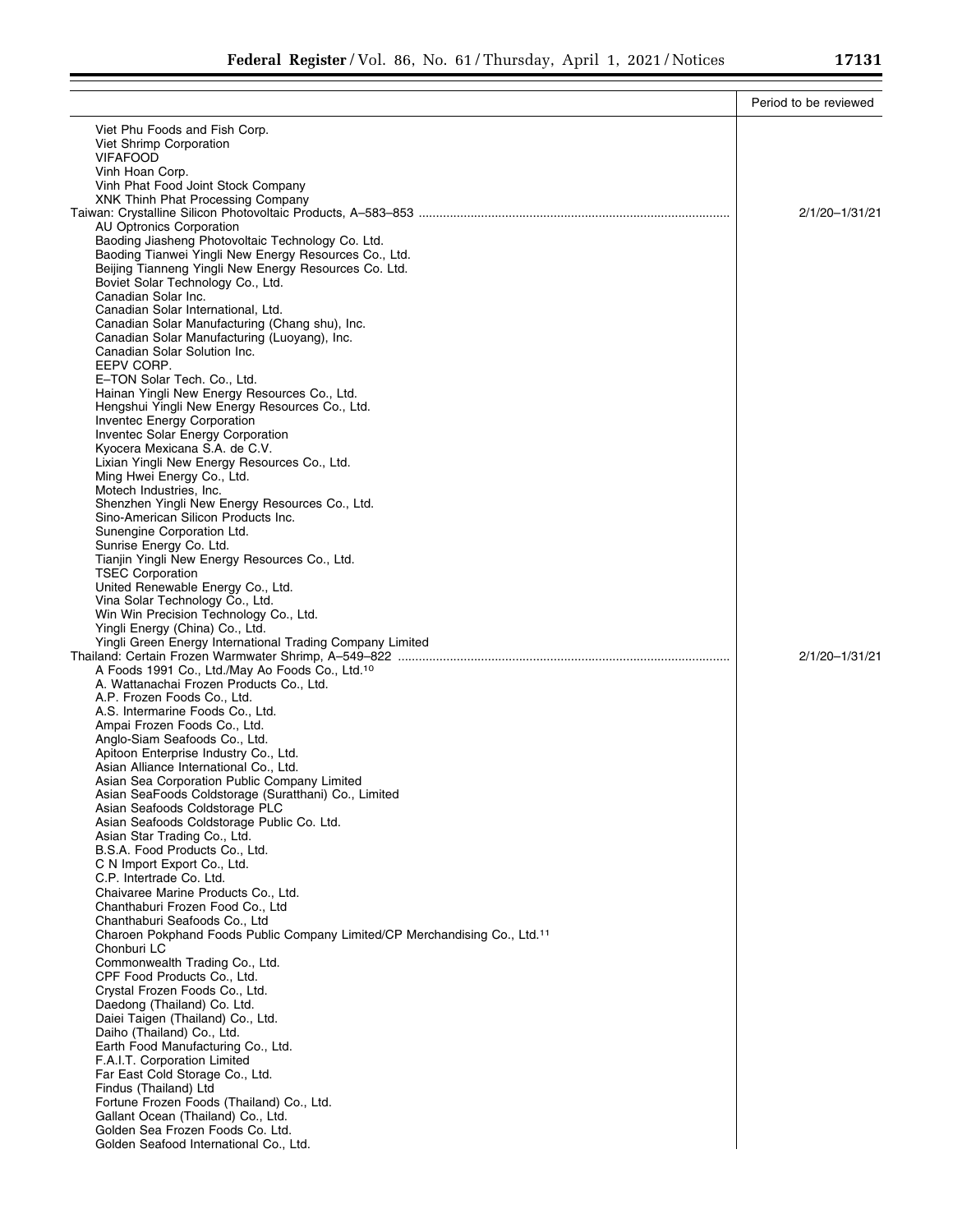| | Period to be reviewed |
|---|---|
| Viet Phu Foods and Fish Corp. | |
| Viet Shrimp Corporation | |
| VIFAFOOD | |
| Vinh Hoan Corp. | |
| Vinh Phat Food Joint Stock Company | |
| XNK Thinh Phat Processing Company | |
| Taiwan: Crystalline Silicon Photovoltaic Products, A–583–853 | 2/1/20–1/31/21 |
| AU Optronics Corporation | |
| Baoding Jiasheng Photovoltaic Technology Co. Ltd. | |
| Baoding Tianwei Yingli New Energy Resources Co., Ltd. | |
| Beijing Tianneng Yingli New Energy Resources Co. Ltd. | |
| Boviet Solar Technology Co., Ltd. | |
| Canadian Solar Inc. | |
| Canadian Solar International, Ltd. | |
| Canadian Solar Manufacturing (Chang shu), Inc. | |
| Canadian Solar Manufacturing (Luoyang), Inc. | |
| Canadian Solar Solution Inc. | |
| EEPV CORP. | |
| E–TON Solar Tech. Co., Ltd. | |
| Hainan Yingli New Energy Resources Co., Ltd. | |
| Hengshui Yingli New Energy Resources Co., Ltd. | |
| Inventec Energy Corporation | |
| Inventec Solar Energy Corporation | |
| Kyocera Mexicana S.A. de C.V. | |
| Lixian Yingli New Energy Resources Co., Ltd. | |
| Ming Hwei Energy Co., Ltd. | |
| Motech Industries, Inc. | |
| Shenzhen Yingli New Energy Resources Co., Ltd. | |
| Sino-American Silicon Products Inc. | |
| Sunengine Corporation Ltd. | |
| Sunrise Energy Co. Ltd. | |
| Tianjin Yingli New Energy Resources Co., Ltd. | |
| TSEC Corporation | |
| United Renewable Energy Co., Ltd. | |
| Vina Solar Technology Co., Ltd. | |
| Win Win Precision Technology Co., Ltd. | |
| Yingli Energy (China) Co., Ltd. | |
| Yingli Green Energy International Trading Company Limited | |
| Thailand: Certain Frozen Warmwater Shrimp, A–549–822 | 2/1/20–1/31/21 |
| A Foods 1991 Co., Ltd./May Ao Foods Co., Ltd.[10] | |
| A. Wattanachai Frozen Products Co., Ltd. | |
| A.P. Frozen Foods Co., Ltd. | |
| A.S. Intermarine Foods Co., Ltd. | |
| Ampai Frozen Foods Co., Ltd. | |
| Anglo-Siam Seafoods Co., Ltd. | |
| Apitoon Enterprise Industry Co., Ltd. | |
| Asian Alliance International Co., Ltd. | |
| Asian Sea Corporation Public Company Limited | |
| Asian SeaFoods Coldstorage (Suratthani) Co., Limited | |
| Asian Seafoods Coldstorage PLC | |
| Asian Seafoods Coldstorage Public Co. Ltd. | |
| Asian Star Trading Co., Ltd. | |
| B.S.A. Food Products Co., Ltd. | |
| C N Import Export Co., Ltd. | |
| C.P. Intertrade Co. Ltd. | |
| Chaivaree Marine Products Co., Ltd. | |
| Chanthaburi Frozen Food Co., Ltd | |
| Chanthaburi Seafoods Co., Ltd | |
| Charoen Pokphand Foods Public Company Limited/CP Merchandising Co., Ltd.[11] | |
| Chonburi LC | |
| Commonwealth Trading Co., Ltd. | |
| CPF Food Products Co., Ltd. | |
| Crystal Frozen Foods Co., Ltd. | |
| Daedong (Thailand) Co. Ltd. | |
| Daiei Taigen (Thailand) Co., Ltd. | |
| Daiho (Thailand) Co., Ltd. | |
| Earth Food Manufacturing Co., Ltd. | |
| F.A.I.T. Corporation Limited | |
| Far East Cold Storage Co., Ltd. | |
| Findus (Thailand) Ltd | |
| Fortune Frozen Foods (Thailand) Co., Ltd. | |
| Gallant Ocean (Thailand) Co., Ltd. | |
| Golden Sea Frozen Foods Co. Ltd. | |
| Golden Seafood International Co., Ltd. | |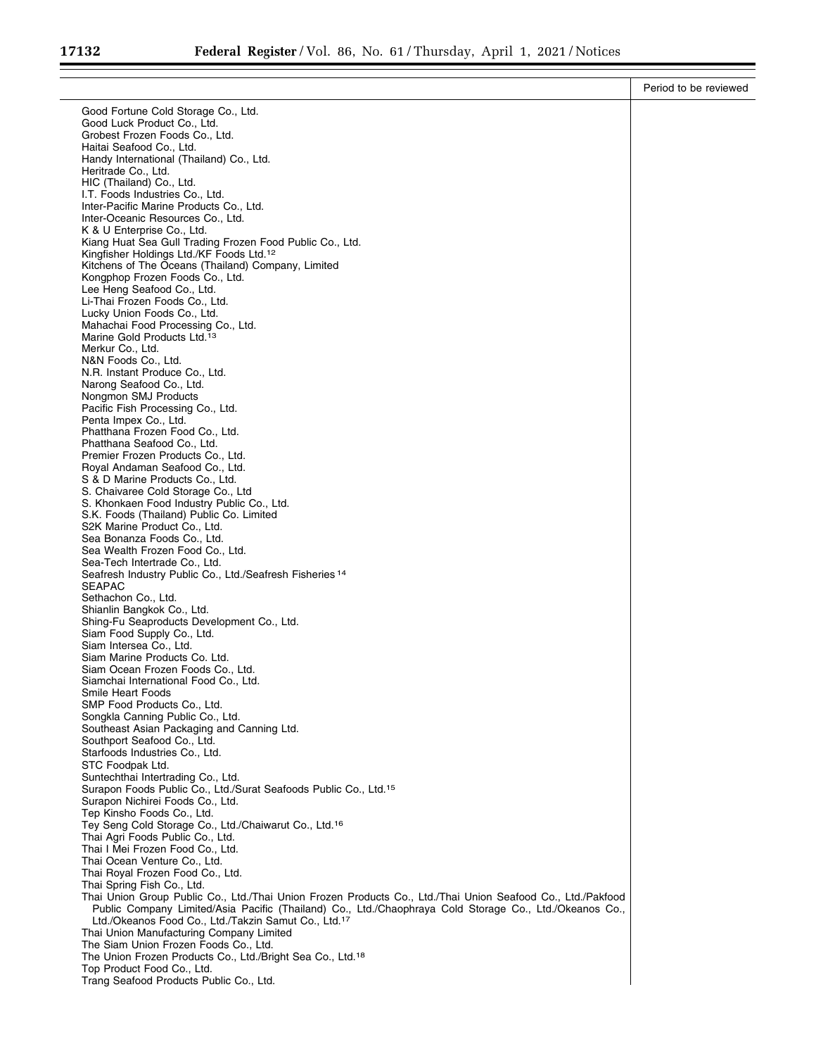| | Period to be reviewed |
|---|---|
| Good Fortune Cold Storage Co., Ltd. | |
| Good Luck Product Co., Ltd. | |
| Grobest Frozen Foods Co., Ltd. | |
| Haitai Seafood Co., Ltd. | |
| Handy International (Thailand) Co., Ltd. | |
| Heritrade Co., Ltd. | |
| HIC (Thailand) Co., Ltd. | |
| I.T. Foods Industries Co., Ltd. | |
| Inter-Pacific Marine Products Co., Ltd. | |
| Inter-Oceanic Resources Co., Ltd. | |
| K & U Enterprise Co., Ltd. | |
| Kiang Huat Sea Gull Trading Frozen Food Public Co., Ltd. | |
| Kingfisher Holdings Ltd./KF Foods Ltd.[12] | |
| Kitchens of The Oceans (Thailand) Company, Limited | |
| Kongphop Frozen Foods Co., Ltd. | |
| Lee Heng Seafood Co., Ltd. | |
| Li-Thai Frozen Foods Co., Ltd. | |
| Lucky Union Foods Co., Ltd. | |
| Mahachai Food Processing Co., Ltd. | |
| Marine Gold Products Ltd.[13] | |
| Merkur Co., Ltd. | |
| N&N Foods Co., Ltd. | |
| N.R. Instant Produce Co., Ltd. | |
| Narong Seafood Co., Ltd. | |
| Nongmon SMJ Products | |
| Pacific Fish Processing Co., Ltd. | |
| Penta Impex Co., Ltd. | |
| Phatthana Frozen Food Co., Ltd. | |
| Phatthana Seafood Co., Ltd. | |
| Premier Frozen Products Co., Ltd. | |
| Royal Andaman Seafood Co., Ltd. | |
| S & D Marine Products Co., Ltd. | |
| S. Chaivaree Cold Storage Co., Ltd | |
| S. Khonkaen Food Industry Public Co., Ltd. | |
| S.K. Foods (Thailand) Public Co. Limited | |
| S2K Marine Product Co., Ltd. | |
| Sea Bonanza Foods Co., Ltd. | |
| Sea Wealth Frozen Food Co., Ltd. | |
| Sea-Tech Intertrade Co., Ltd. | |
| Seafresh Industry Public Co., Ltd./Seafresh Fisheries[14] | |
| SEAPAC | |
| Sethachon Co., Ltd. | |
| Shianlin Bangkok Co., Ltd. | |
| Shing-Fu Seaproducts Development Co., Ltd. | |
| Siam Food Supply Co., Ltd. | |
| Siam Intersea Co., Ltd. | |
| Siam Marine Products Co. Ltd. | |
| Siam Ocean Frozen Foods Co., Ltd. | |
| Siamchai International Food Co., Ltd. | |
| Smile Heart Foods | |
| SMP Food Products Co., Ltd. | |
| Songkla Canning Public Co., Ltd. | |
| Southeast Asian Packaging and Canning Ltd. | |
| Southport Seafood Co., Ltd. | |
| Starfoods Industries Co., Ltd. | |
| STC Foodpak Ltd. | |
| Suntechthai Intertrading Co., Ltd. | |
| Surapon Foods Public Co., Ltd./Surat Seafoods Public Co., Ltd.[15] | |
| Surapon Nichirei Foods Co., Ltd. | |
| Tep Kinsho Foods Co., Ltd. | |
| Tey Seng Cold Storage Co., Ltd./Chaiwarut Co., Ltd.[16] | |
| Thai Agri Foods Public Co., Ltd. | |
| Thai I Mei Frozen Food Co., Ltd. | |
| Thai Ocean Venture Co., Ltd. | |
| Thai Royal Frozen Food Co., Ltd. | |
| Thai Spring Fish Co., Ltd. | |
| Thai Union Group Public Co., Ltd./Thai Union Frozen Products Co., Ltd./Thai Union Seafood Co., Ltd./Pakfood Public Company Limited/Asia Pacific (Thailand) Co., Ltd./Chaophraya Cold Storage Co., Ltd./Okeanos Co., Ltd./Okeanos Food Co., Ltd./Takzin Samut Co., Ltd.[17] | |
| Thai Union Manufacturing Company Limited | |
| The Siam Union Frozen Foods Co., Ltd. | |
| The Union Frozen Products Co., Ltd./Bright Sea Co., Ltd.[18] | |
| Top Product Food Co., Ltd. | |
| Trang Seafood Products Public Co., Ltd. | |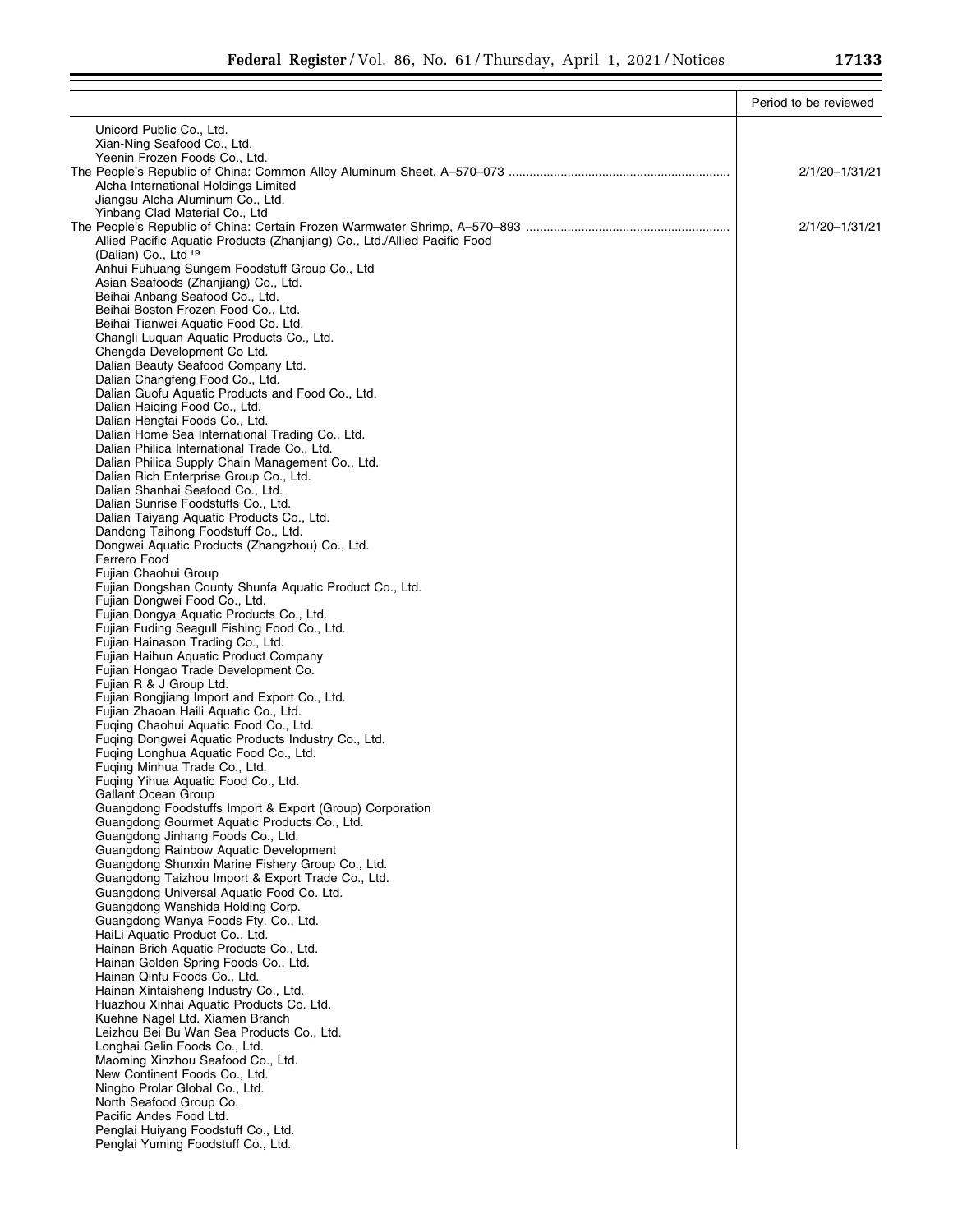| | Period to be reviewed |
|---|---|
| Unicord Public Co., Ltd. | |
| Xian-Ning Seafood Co., Ltd. | |
| Yeenin Frozen Foods Co., Ltd. | |
| The People's Republic of China: Common Alloy Aluminum Sheet, A–570–073 | 2/1/20–1/31/21 |
| Alcha International Holdings Limited | |
| Jiangsu Alcha Aluminum Co., Ltd. | |
| Yinbang Clad Material Co., Ltd | |
| The People's Republic of China: Certain Frozen Warmwater Shrimp, A–570–893 | 2/1/20–1/31/21 |
| Allied Pacific Aquatic Products (Zhanjiang) Co., Ltd./Allied Pacific Food (Dalian) Co., Ltd [19] | |
| Anhui Fuhuang Sungem Foodstuff Group Co., Ltd | |
| Asian Seafoods (Zhanjiang) Co., Ltd. | |
| Beihai Anbang Seafood Co., Ltd. | |
| Beihai Boston Frozen Food Co., Ltd. | |
| Beihai Tianwei Aquatic Food Co. Ltd. | |
| Changli Luquan Aquatic Products Co., Ltd. | |
| Chengda Development Co Ltd. | |
| Dalian Beauty Seafood Company Ltd. | |
| Dalian Changfeng Food Co., Ltd. | |
| Dalian Guofu Aquatic Products and Food Co., Ltd. | |
| Dalian Haiqing Food Co., Ltd. | |
| Dalian Hengtai Foods Co., Ltd. | |
| Dalian Home Sea International Trading Co., Ltd. | |
| Dalian Philica International Trade Co., Ltd. | |
| Dalian Philica Supply Chain Management Co., Ltd. | |
| Dalian Rich Enterprise Group Co., Ltd. | |
| Dalian Shanhai Seafood Co., Ltd. | |
| Dalian Sunrise Foodstuffs Co., Ltd. | |
| Dalian Taiyang Aquatic Products Co., Ltd. | |
| Dandong Taihong Foodstuff Co., Ltd. | |
| Dongwei Aquatic Products (Zhangzhou) Co., Ltd. | |
| Ferrero Food | |
| Fujian Chaohui Group | |
| Fujian Dongshan County Shunfa Aquatic Product Co., Ltd. | |
| Fujian Dongwei Food Co., Ltd. | |
| Fujian Dongya Aquatic Products Co., Ltd. | |
| Fujian Fuding Seagull Fishing Food Co., Ltd. | |
| Fujian Hainason Trading Co., Ltd. | |
| Fujian Haihun Aquatic Product Company | |
| Fujian Hongao Trade Development Co. | |
| Fujian R & J Group Ltd. | |
| Fujian Rongjiang Import and Export Co., Ltd. | |
| Fujian Zhaoan Haili Aquatic Co., Ltd. | |
| Fuqing Chaohui Aquatic Food Co., Ltd. | |
| Fuqing Dongwei Aquatic Products Industry Co., Ltd. | |
| Fuqing Longhua Aquatic Food Co., Ltd. | |
| Fuqing Minhua Trade Co., Ltd. | |
| Fuqing Yihua Aquatic Food Co., Ltd. | |
| Gallant Ocean Group | |
| Guangdong Foodstuffs Import & Export (Group) Corporation | |
| Guangdong Gourmet Aquatic Products Co., Ltd. | |
| Guangdong Jinhang Foods Co., Ltd. | |
| Guangdong Rainbow Aquatic Development | |
| Guangdong Shunxin Marine Fishery Group Co., Ltd. | |
| Guangdong Taizhou Import & Export Trade Co., Ltd. | |
| Guangdong Universal Aquatic Food Co. Ltd. | |
| Guangdong Wanshida Holding Corp. | |
| Guangdong Wanya Foods Fty. Co., Ltd. | |
| HaiLi Aquatic Product Co., Ltd. | |
| Hainan Brich Aquatic Products Co., Ltd. | |
| Hainan Golden Spring Foods Co., Ltd. | |
| Hainan Qinfu Foods Co., Ltd. | |
| Hainan Xintaisheng Industry Co., Ltd. | |
| Huazhou Xinhai Aquatic Products Co. Ltd. | |
| Kuehne Nagel Ltd. Xiamen Branch | |
| Leizhou Bei Bu Wan Sea Products Co., Ltd. | |
| Longhai Gelin Foods Co., Ltd. | |
| Maoming Xinzhou Seafood Co., Ltd. | |
| New Continent Foods Co., Ltd. | |
| Ningbo Prolar Global Co., Ltd. | |
| North Seafood Group Co. | |
| Pacific Andes Food Ltd. | |
| Penglai Huiyang Foodstuff Co., Ltd. | |
| Penglai Yuming Foodstuff Co., Ltd. | |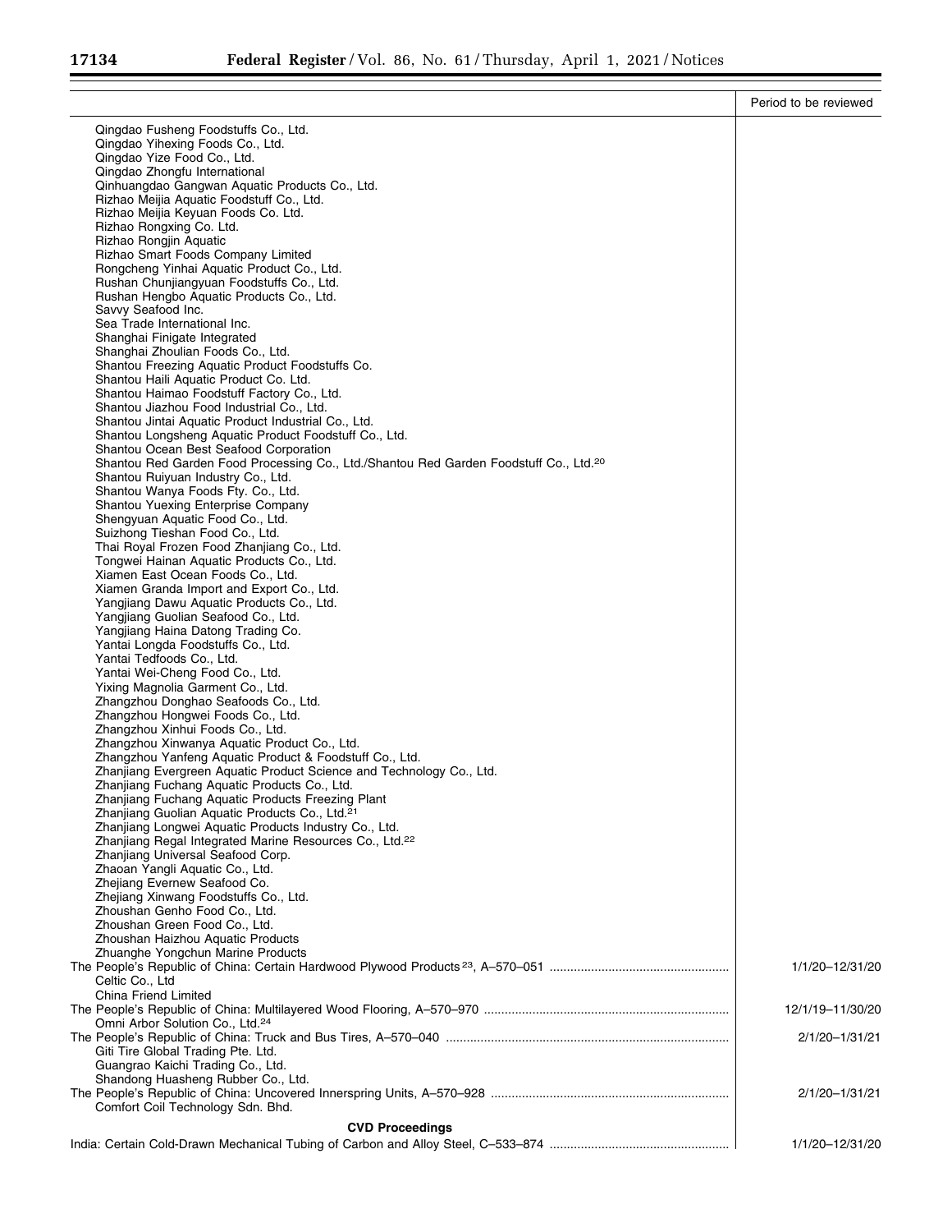| | Period to be reviewed |
|---|---|
| Qingdao Fusheng Foodstuffs Co., Ltd. | |
| Qingdao Yihexing Foods Co., Ltd. | |
| Qingdao Yize Food Co., Ltd. | |
| Qingdao Zhongfu International | |
| Qinhuangdao Gangwan Aquatic Products Co., Ltd. | |
| Rizhao Meijia Aquatic Foodstuff Co., Ltd. | |
| Rizhao Meijia Keyuan Foods Co. Ltd. | |
| Rizhao Rongxing Co. Ltd. | |
| Rizhao Rongjin Aquatic | |
| Rizhao Smart Foods Company Limited | |
| Rongcheng Yinhai Aquatic Product Co., Ltd. | |
| Rushan Chunjiangyuan Foodstuffs Co., Ltd. | |
| Rushan Hengbo Aquatic Products Co., Ltd. | |
| Savvy Seafood Inc. | |
| Sea Trade International Inc. | |
| Shanghai Finigate Integrated | |
| Shanghai Zhoulian Foods Co., Ltd. | |
| Shantou Freezing Aquatic Product Foodstuffs Co. | |
| Shantou Haili Aquatic Product Co. Ltd. | |
| Shantou Haimao Foodstuff Factory Co., Ltd. | |
| Shantou Jiazhou Food Industrial Co., Ltd. | |
| Shantou Jintai Aquatic Product Industrial Co., Ltd. | |
| Shantou Longsheng Aquatic Product Foodstuff Co., Ltd. | |
| Shantou Ocean Best Seafood Corporation | |
| Shantou Red Garden Food Processing Co., Ltd./Shantou Red Garden Foodstuff Co., Ltd.[20] | |
| Shantou Ruiyuan Industry Co., Ltd. | |
| Shantou Wanya Foods Fty. Co., Ltd. | |
| Shantou Yuexing Enterprise Company | |
| Shengyuan Aquatic Food Co., Ltd. | |
| Suizhong Tieshan Food Co., Ltd. | |
| Thai Royal Frozen Food Zhanjiang Co., Ltd. | |
| Tongwei Hainan Aquatic Products Co., Ltd. | |
| Xiamen East Ocean Foods Co., Ltd. | |
| Xiamen Granda Import and Export Co., Ltd. | |
| Yangjiang Dawu Aquatic Products Co., Ltd. | |
| Yangjiang Guolian Seafood Co., Ltd. | |
| Yangjiang Haina Datong Trading Co. | |
| Yantai Longda Foodstuffs Co., Ltd. | |
| Yantai Tedfoods Co., Ltd. | |
| Yantai Wei-Cheng Food Co., Ltd. | |
| Yixing Magnolia Garment Co., Ltd. | |
| Zhangzhou Donghao Seafoods Co., Ltd. | |
| Zhangzhou Hongwei Foods Co., Ltd. | |
| Zhangzhou Xinhui Foods Co., Ltd. | |
| Zhangzhou Xinwanya Aquatic Product Co., Ltd. | |
| Zhangzhou Yanfeng Aquatic Product & Foodstuff Co., Ltd. | |
| Zhanjiang Evergreen Aquatic Product Science and Technology Co., Ltd. | |
| Zhanjiang Fuchang Aquatic Products Co., Ltd. | |
| Zhanjiang Fuchang Aquatic Products Freezing Plant | |
| Zhanjiang Guolian Aquatic Products Co., Ltd.[21] | |
| Zhanjiang Longwei Aquatic Products Industry Co., Ltd. | |
| Zhanjiang Regal Integrated Marine Resources Co., Ltd.[22] | |
| Zhanjiang Universal Seafood Corp. | |
| Zhaoan Yangli Aquatic Co., Ltd. | |
| Zhejiang Evernew Seafood Co. | |
| Zhejiang Xinwang Foodstuffs Co., Ltd. | |
| Zhoushan Genho Food Co., Ltd. | |
| Zhoushan Green Food Co., Ltd. | |
| Zhoushan Haizhou Aquatic Products | |
| Zhuanghe Yongchun Marine Products | |
| The People's Republic of China: Certain Hardwood Plywood Products[23], A–570–051 | 1/1/20–12/31/20 |
| Celtic Co., Ltd | |
| China Friend Limited | |
| The People's Republic of China: Multilayered Wood Flooring, A–570–970 | 12/1/19–11/30/20 |
| Omni Arbor Solution Co., Ltd.[24] | |
| The People's Republic of China: Truck and Bus Tires, A–570–040 | 2/1/20–1/31/21 |
| Giti Tire Global Trading Pte. Ltd. | |
| Guangrao Kaichi Trading Co., Ltd. | |
| Shandong Huasheng Rubber Co., Ltd. | |
| The People's Republic of China: Uncovered Innerspring Units, A–570–928 | 2/1/20–1/31/21 |
| Comfort Coil Technology Sdn. Bhd. | |
| **CVD Proceedings** | |
| India: Certain Cold-Drawn Mechanical Tubing of Carbon and Alloy Steel, C–533–874 | 1/1/20–12/31/20 |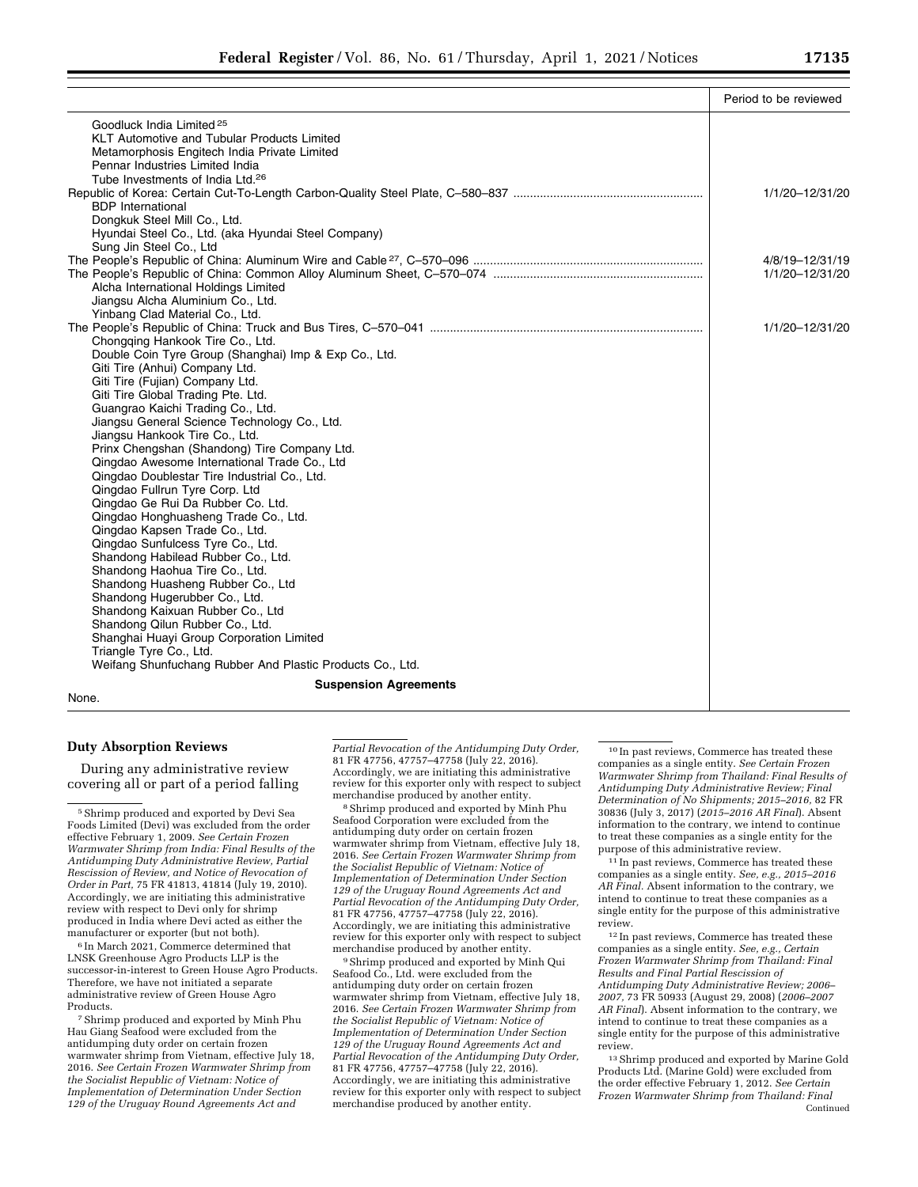| | Period to be reviewed |
|---|---|
| Goodluck India Limited [25] | |
| KLT Automotive and Tubular Products Limited | |
| Metamorphosis Engitech India Private Limited | |
| Pennar Industries Limited India | |
| Tube Investments of India Ltd.[26] | |
| Republic of Korea: Certain Cut-To-Length Carbon-Quality Steel Plate, C–580–837 | 1/1/20–12/31/20 |
| BDP International | |
| Dongkuk Steel Mill Co., Ltd. | |
| Hyundai Steel Co., Ltd. (aka Hyundai Steel Company) | |
| Sung Jin Steel Co., Ltd | |
| The People's Republic of China: Aluminum Wire and Cable [27], C–570–096 | 4/8/19–12/31/19 |
| The People's Republic of China: Common Alloy Aluminum Sheet, C–570–074 | 1/1/20–12/31/20 |
| Alcha International Holdings Limited | |
| Jiangsu Alcha Aluminium Co., Ltd. | |
| Yinbang Clad Material Co., Ltd. | |
| The People's Republic of China: Truck and Bus Tires, C–570–041 | 1/1/20–12/31/20 |
| Chongqing Hankook Tire Co., Ltd. | |
| Double Coin Tyre Group (Shanghai) Imp & Exp Co., Ltd. | |
| Giti Tire (Anhui) Company Ltd. | |
| Giti Tire (Fujian) Company Ltd. | |
| Giti Tire Global Trading Pte. Ltd. | |
| Guangrao Kaichi Trading Co., Ltd. | |
| Jiangsu General Science Technology Co., Ltd. | |
| Jiangsu Hankook Tire Co., Ltd. | |
| Prinx Chengshan (Shandong) Tire Company Ltd. | |
| Qingdao Awesome International Trade Co., Ltd | |
| Qingdao Doublestar Tire Industrial Co., Ltd. | |
| Qingdao Fullrun Tyre Corp. Ltd | |
| Qingdao Ge Rui Da Rubber Co. Ltd. | |
| Qingdao Honghuasheng Trade Co., Ltd. | |
| Qingdao Kapsen Trade Co., Ltd. | |
| Qingdao Sunfulcess Tyre Co., Ltd. | |
| Shandong Habilead Rubber Co., Ltd. | |
| Shandong Haohua Tire Co., Ltd. | |
| Shandong Huasheng Rubber Co., Ltd | |
| Shandong Hugerubber Co., Ltd. | |
| Shandong Kaixuan Rubber Co., Ltd | |
| Shandong Qilun Rubber Co., Ltd. | |
| Shanghai Huayi Group Corporation Limited | |
| Triangle Tyre Co., Ltd. | |
| Weifang Shunfuchang Rubber And Plastic Products Co., Ltd. | |
| **Suspension Agreements** | |
| None. | |

## Duty Absorption Reviews

During any administrative review covering all or part of a period falling

[5] Shrimp produced and exported by Devi Sea Foods Limited (Devi) was excluded from the order effective February 1, 2009. *See Certain Frozen Warmwater Shrimp from India: Final Results of the Antidumping Duty Administrative Review, Partial Rescission of Review, and Notice of Revocation of Order in Part,* 75 FR 41813, 41814 (July 19, 2010). Accordingly, we are initiating this administrative review with respect to Devi only for shrimp produced in India where Devi acted as either the manufacturer or exporter (but not both).

[6] In March 2021, Commerce determined that LNSK Greenhouse Agro Products LLP is the successor-in-interest to Green House Agro Products. Therefore, we have not initiated a separate administrative review of Green House Agro Products.

[7] Shrimp produced and exported by Minh Phu Hau Giang Seafood were excluded from the antidumping duty order on certain frozen warmwater shrimp from Vietnam, effective July 18, 2016. *See Certain Frozen Warmwater Shrimp from the Socialist Republic of Vietnam: Notice of Implementation of Determination Under Section 129 of the Uruguay Round Agreements Act and Partial Revocation of the Antidumping Duty Order,* 81 FR 47756, 47757–47758 (July 22, 2016). Accordingly, we are initiating this administrative review for this exporter only with respect to subject merchandise produced by another entity.

[8] Shrimp produced and exported by Minh Phu Seafood Corporation were excluded from the antidumping duty order on certain frozen warmwater shrimp from Vietnam, effective July 18, 2016. *See Certain Frozen Warmwater Shrimp from the Socialist Republic of Vietnam: Notice of Implementation of Determination Under Section 129 of the Uruguay Round Agreements Act and Partial Revocation of the Antidumping Duty Order,* 81 FR 47756, 47757–47758 (July 22, 2016). Accordingly, we are initiating this administrative review for this exporter only with respect to subject merchandise produced by another entity.

[9] Shrimp produced and exported by Minh Qui Seafood Co., Ltd. were excluded from the antidumping duty order on certain frozen warmwater shrimp from Vietnam, effective July 18, 2016. *See Certain Frozen Warmwater Shrimp from the Socialist Republic of Vietnam: Notice of Implementation of Determination Under Section 129 of the Uruguay Round Agreements Act and Partial Revocation of the Antidumping Duty Order,* 81 FR 47756, 47757–47758 (July 22, 2016). Accordingly, we are initiating this administrative review for this exporter only with respect to subject merchandise produced by another entity.

[10] In past reviews, Commerce has treated these companies as a single entity. *See Certain Frozen Warmwater Shrimp from Thailand: Final Results of Antidumping Duty Administrative Review; Final Determination of No Shipments; 2015–2016,* 82 FR 30836 (July 3, 2017) (*2015–2016 AR Final*). Absent information to the contrary, we intend to continue to treat these companies as a single entity for the purpose of this administrative review.

[11] In past reviews, Commerce has treated these companies as a single entity. *See, e.g., 2015–2016 AR Final.* Absent information to the contrary, we intend to continue to treat these companies as a single entity for the purpose of this administrative review.

[12] In past reviews, Commerce has treated these companies as a single entity. *See, e.g., Certain Frozen Warmwater Shrimp from Thailand: Final Results and Final Partial Rescission of Antidumping Duty Administrative Review; 2006–2007,* 73 FR 50933 (August 29, 2008) (*2006–2007 AR Final*). Absent information to the contrary, we intend to continue to treat these companies as a single entity for the purpose of this administrative review.

[13] Shrimp produced and exported by Marine Gold Products Ltd. (Marine Gold) were excluded from the order effective February 1, 2012. *See Certain Frozen Warmwater Shrimp from Thailand: Final*

Continued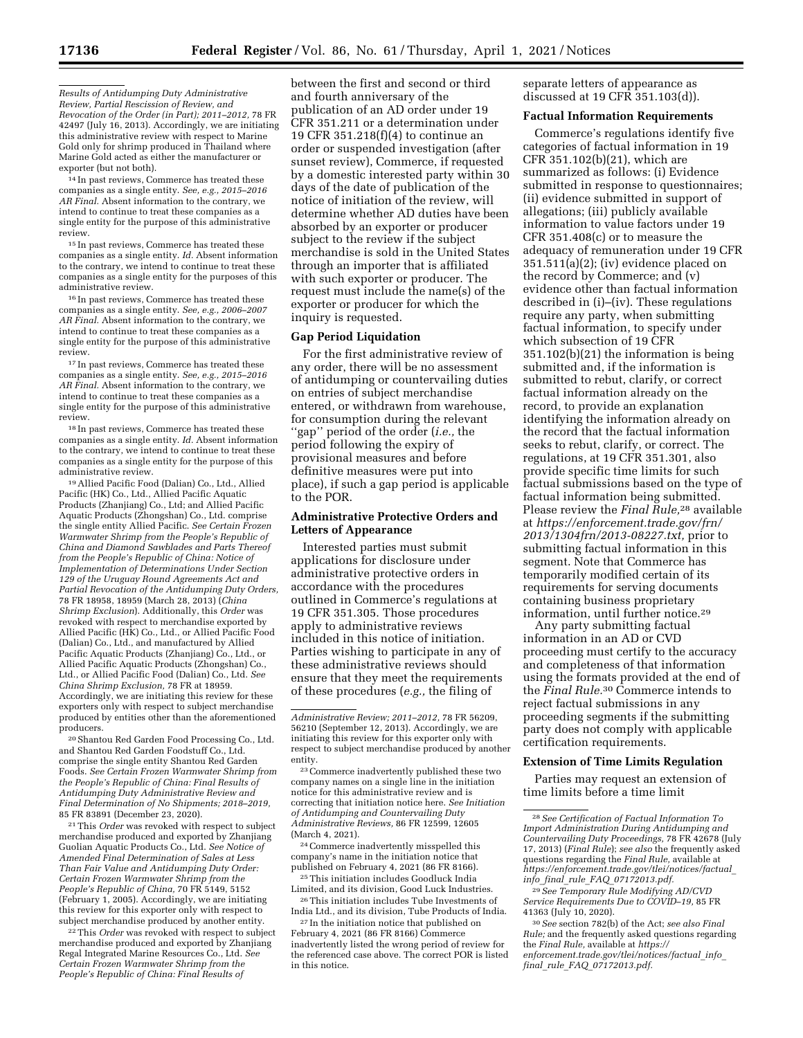*Results of Antidumping Duty Administrative Review, Partial Rescission of Review, and Revocation of the Order (in Part); 2011–2012,* 78 FR 42497 (July 16, 2013). Accordingly, we are initiating this administrative review with respect to Marine Gold only for shrimp produced in Thailand where Marine Gold acted as either the manufacturer or exporter (but not both).

[14] In past reviews, Commerce has treated these companies as a single entity. *See, e.g., 2015–2016 AR Final.* Absent information to the contrary, we intend to continue to treat these companies as a single entity for the purpose of this administrative review.

[15] In past reviews, Commerce has treated these companies as a single entity. *Id.* Absent information to the contrary, we intend to continue to treat these companies as a single entity for the purposes of this administrative review.

[16] In past reviews, Commerce has treated these companies as a single entity. *See, e.g., 2006–2007 AR Final.* Absent information to the contrary, we intend to continue to treat these companies as a single entity for the purpose of this administrative review.

[17] In past reviews, Commerce has treated these companies as a single entity. *See, e.g., 2015–2016 AR Final.* Absent information to the contrary, we intend to continue to treat these companies as a single entity for the purpose of this administrative review.

[18] In past reviews, Commerce has treated these companies as a single entity. *Id.* Absent information to the contrary, we intend to continue to treat these companies as a single entity for the purpose of this administrative review.

[19] Allied Pacific Food (Dalian) Co., Ltd., Allied Pacific (HK) Co., Ltd., Allied Pacific Aquatic Products (Zhanjiang) Co., Ltd; and Allied Pacific Aquatic Products (Zhongshan) Co., Ltd. comprise the single entity Allied Pacific. *See Certain Frozen Warmwater Shrimp from the People's Republic of China and Diamond Sawblades and Parts Thereof from the People's Republic of China: Notice of Implementation of Determinations Under Section 129 of the Uruguay Round Agreements Act and Partial Revocation of the Antidumping Duty Orders,* 78 FR 18958, 18959 (March 28, 2013) (*China Shrimp Exclusion*). Additionally, this *Order* was revoked with respect to merchandise exported by Allied Pacific (HK) Co., Ltd., or Allied Pacific Food (Dalian) Co., Ltd., and manufactured by Allied Pacific Aquatic Products (Zhanjiang) Co., Ltd., or Allied Pacific Aquatic Products (Zhongshan) Co., Ltd., or Allied Pacific Food (Dalian) Co., Ltd. *See China Shrimp Exclusion,* 78 FR at 18959. Accordingly, we are initiating this review for these exporters only with respect to subject merchandise produced by entities other than the aforementioned producers.

[20] Shantou Red Garden Food Processing Co., Ltd. and Shantou Red Garden Foodstuff Co., Ltd. comprise the single entity Shantou Red Garden Foods. *See Certain Frozen Warmwater Shrimp from the People's Republic of China: Final Results of Antidumping Duty Administrative Review and Final Determination of No Shipments; 2018–2019,* 85 FR 83891 (December 23, 2020).

[21] This *Order* was revoked with respect to subject merchandise produced and exported by Zhanjiang Guolian Aquatic Products Co., Ltd. *See Notice of Amended Final Determination of Sales at Less Than Fair Value and Antidumping Duty Order: Certain Frozen Warmwater Shrimp from the People's Republic of China,* 70 FR 5149, 5152 (February 1, 2005). Accordingly, we are initiating this review for this exporter only with respect to subject merchandise produced by another entity.

[22] This *Order* was revoked with respect to subject merchandise produced and exported by Zhanjiang Regal Integrated Marine Resources Co., Ltd. *See Certain Frozen Warmwater Shrimp from the People's Republic of China: Final Results of Administrative Review; 2011–2012,* 78 FR 56209, 56210 (September 12, 2013). Accordingly, we are initiating this review for this exporter only with respect to subject merchandise produced by another entity.

[23] Commerce inadvertently published these two company names on a single line in the initiation notice for this administrative review and is correcting that initiation notice here. *See Initiation of Antidumping and Countervailing Duty Administrative Reviews,* 86 FR 12599, 12605 (March 4, 2021).

[24] Commerce inadvertently misspelled this company's name in the initiation notice that published on February 4, 2021 (86 FR 8166).

[25] This initiation includes Goodluck India Limited, and its division, Good Luck Industries.

[26] This initiation includes Tube Investments of India Ltd., and its division, Tube Products of India.

[27] In the initiation notice that published on February 4, 2021 (86 FR 8166) Commerce inadvertently listed the wrong period of review for the referenced case above. The correct POR is listed in this notice.

between the first and second or third and fourth anniversary of the publication of an AD order under 19 CFR 351.211 or a determination under 19 CFR 351.218(f)(4) to continue an order or suspended investigation (after sunset review), Commerce, if requested by a domestic interested party within 30 days of the date of publication of the notice of initiation of the review, will determine whether AD duties have been absorbed by an exporter or producer subject to the review if the subject merchandise is sold in the United States through an importer that is affiliated with such exporter or producer. The request must include the name(s) of the exporter or producer for which the inquiry is requested.

## Gap Period Liquidation

For the first administrative review of any order, there will be no assessment of antidumping or countervailing duties on entries of subject merchandise entered, or withdrawn from warehouse, for consumption during the relevant ''gap'' period of the order (*i.e.,* the period following the expiry of provisional measures and before definitive measures were put into place), if such a gap period is applicable to the POR.

## Administrative Protective Orders and Letters of Appearance

Interested parties must submit applications for disclosure under administrative protective orders in accordance with the procedures outlined in Commerce's regulations at 19 CFR 351.305. Those procedures apply to administrative reviews included in this notice of initiation. Parties wishing to participate in any of these administrative reviews should ensure that they meet the requirements of these procedures (*e.g.,* the filing of separate letters of appearance as discussed at 19 CFR 351.103(d)).

## Factual Information Requirements

Commerce's regulations identify five categories of factual information in 19 CFR 351.102(b)(21), which are summarized as follows: (i) Evidence submitted in response to questionnaires; (ii) evidence submitted in support of allegations; (iii) publicly available information to value factors under 19 CFR 351.408(c) or to measure the adequacy of remuneration under 19 CFR 351.511(a)(2); (iv) evidence placed on the record by Commerce; and (v) evidence other than factual information described in (i)–(iv). These regulations require any party, when submitting factual information, to specify under which subsection of 19 CFR 351.102(b)(21) the information is being submitted and, if the information is submitted to rebut, clarify, or correct factual information already on the record, to provide an explanation identifying the information already on the record that the factual information seeks to rebut, clarify, or correct. The regulations, at 19 CFR 351.301, also provide specific time limits for such factual submissions based on the type of factual information being submitted. Please review the *Final Rule,*[28] available at *https://enforcement.trade.gov/frn/2013/1304frn/2013-08227.txt,* prior to submitting factual information in this segment. Note that Commerce has temporarily modified certain of its requirements for serving documents containing business proprietary information, until further notice.[29]

Any party submitting factual information in an AD or CVD proceeding must certify to the accuracy and completeness of that information using the formats provided at the end of the *Final Rule.*[30] Commerce intends to reject factual submissions in any proceeding segments if the submitting party does not comply with applicable certification requirements.

## Extension of Time Limits Regulation

Parties may request an extension of time limits before a time limit

[28] *See Certification of Factual Information To Import Administration During Antidumping and Countervailing Duty Proceedings,* 78 FR 42678 (July 17, 2013) (*Final Rule*); *see also* the frequently asked questions regarding the *Final Rule,* available at *https://enforcement.trade.gov/tlei/notices/factual_info_final_rule_FAQ_07172013.pdf.*

[29] *See Temporary Rule Modifying AD/CVD Service Requirements Due to COVID–19,* 85 FR 41363 (July 10, 2020).

[30] *See* section 782(b) of the Act; *see also Final Rule;* and the frequently asked questions regarding the *Final Rule,* available at *https://enforcement.trade.gov/tlei/notices/factual_info_final_rule_FAQ_07172013.pdf.*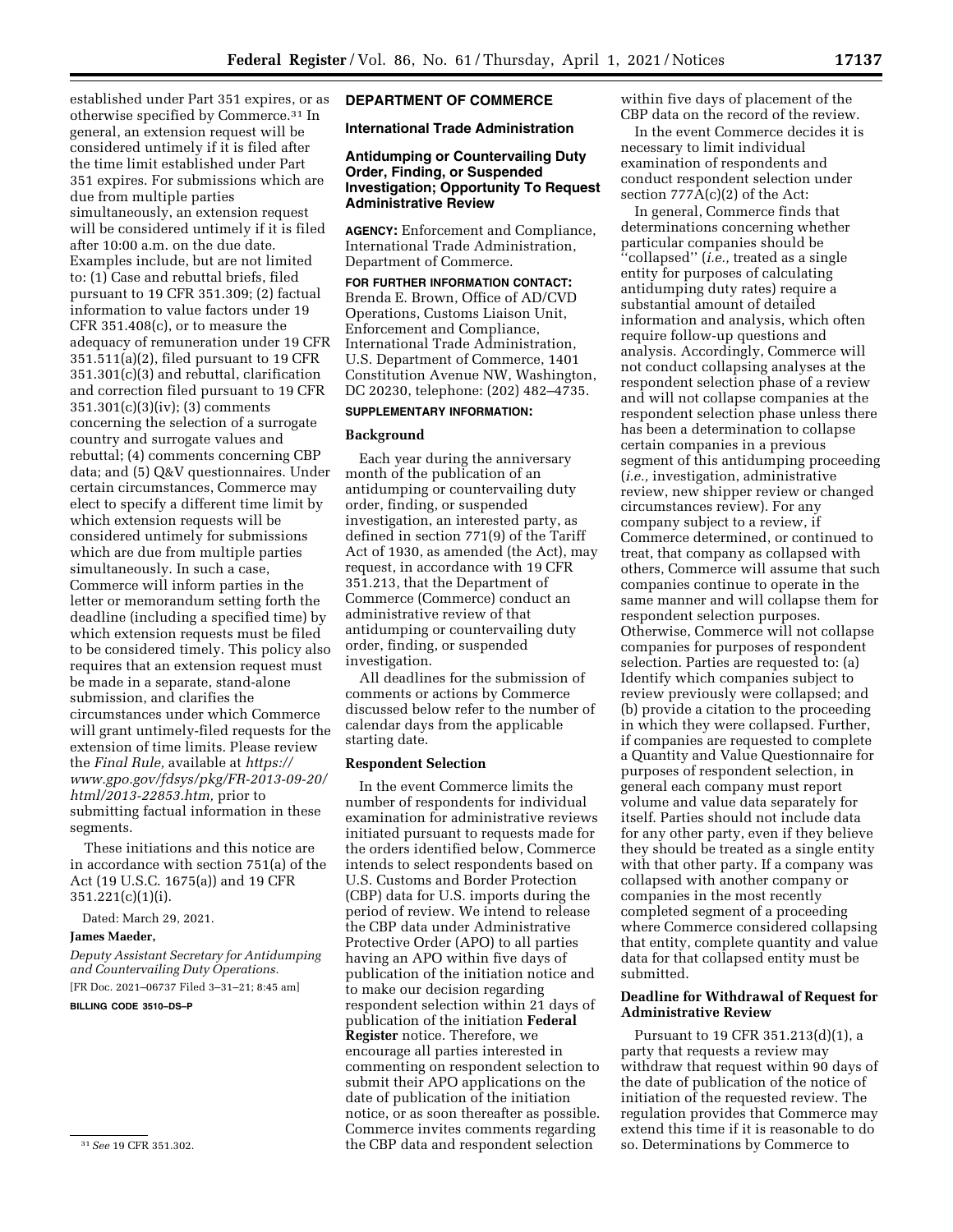established under Part 351 expires, or as otherwise specified by Commerce.[31] In general, an extension request will be considered untimely if it is filed after the time limit established under Part 351 expires. For submissions which are due from multiple parties simultaneously, an extension request will be considered untimely if it is filed after 10:00 a.m. on the due date. Examples include, but are not limited to: (1) Case and rebuttal briefs, filed pursuant to 19 CFR 351.309; (2) factual information to value factors under 19 CFR 351.408(c), or to measure the adequacy of remuneration under 19 CFR 351.511(a)(2), filed pursuant to 19 CFR 351.301(c)(3) and rebuttal, clarification and correction filed pursuant to 19 CFR 351.301(c)(3)(iv); (3) comments concerning the selection of a surrogate country and surrogate values and rebuttal; (4) comments concerning CBP data; and (5) Q&V questionnaires. Under certain circumstances, Commerce may elect to specify a different time limit by which extension requests will be considered untimely for submissions which are due from multiple parties simultaneously. In such a case, Commerce will inform parties in the letter or memorandum setting forth the deadline (including a specified time) by which extension requests must be filed to be considered timely. This policy also requires that an extension request must be made in a separate, stand-alone submission, and clarifies the circumstances under which Commerce will grant untimely-filed requests for the extension of time limits. Please review the *Final Rule,* available at *https://www.gpo.gov/fdsys/pkg/FR-2013-09-20/html/2013-22853.htm,* prior to submitting factual information in these segments.

These initiations and this notice are in accordance with section 751(a) of the Act (19 U.S.C. 1675(a)) and 19 CFR 351.221(c)(1)(i).

Dated: March 29, 2021.

**James Maeder,**

*Deputy Assistant Secretary for Antidumping and Countervailing Duty Operations.*

[FR Doc. 2021–06737 Filed 3–31–21; 8:45 am]

**BILLING CODE 3510–DS–P**

[31] *See* 19 CFR 351.302.

## DEPARTMENT OF COMMERCE

### International Trade Administration

### Antidumping or Countervailing Duty Order, Finding, or Suspended Investigation; Opportunity To Request Administrative Review

**AGENCY:** Enforcement and Compliance, International Trade Administration, Department of Commerce.

**FOR FURTHER INFORMATION CONTACT:** Brenda E. Brown, Office of AD/CVD Operations, Customs Liaison Unit, Enforcement and Compliance, International Trade Administration, U.S. Department of Commerce, 1401 Constitution Avenue NW, Washington, DC 20230, telephone: (202) 482–4735.

**SUPPLEMENTARY INFORMATION:**

#### Background

Each year during the anniversary month of the publication of an antidumping or countervailing duty order, finding, or suspended investigation, an interested party, as defined in section 771(9) of the Tariff Act of 1930, as amended (the Act), may request, in accordance with 19 CFR 351.213, that the Department of Commerce (Commerce) conduct an administrative review of that antidumping or countervailing duty order, finding, or suspended investigation.

All deadlines for the submission of comments or actions by Commerce discussed below refer to the number of calendar days from the applicable starting date.

#### Respondent Selection

In the event Commerce limits the number of respondents for individual examination for administrative reviews initiated pursuant to requests made for the orders identified below, Commerce intends to select respondents based on U.S. Customs and Border Protection (CBP) data for U.S. imports during the period of review. We intend to release the CBP data under Administrative Protective Order (APO) to all parties having an APO within five days of publication of the initiation notice and to make our decision regarding respondent selection within 21 days of publication of the initiation **Federal Register** notice. Therefore, we encourage all parties interested in commenting on respondent selection to submit their APO applications on the date of publication of the initiation notice, or as soon thereafter as possible. Commerce invites comments regarding the CBP data and respondent selection within five days of placement of the CBP data on the record of the review.

In the event Commerce decides it is necessary to limit individual examination of respondents and conduct respondent selection under section 777A(c)(2) of the Act:

In general, Commerce finds that determinations concerning whether particular companies should be "collapsed" (*i.e.,* treated as a single entity for purposes of calculating antidumping duty rates) require a substantial amount of detailed information and analysis, which often require follow-up questions and analysis. Accordingly, Commerce will not conduct collapsing analyses at the respondent selection phase of a review and will not collapse companies at the respondent selection phase unless there has been a determination to collapse certain companies in a previous segment of this antidumping proceeding (*i.e.,* investigation, administrative review, new shipper review or changed circumstances review). For any company subject to a review, if Commerce determined, or continued to treat, that company as collapsed with others, Commerce will assume that such companies continue to operate in the same manner and will collapse them for respondent selection purposes. Otherwise, Commerce will not collapse companies for purposes of respondent selection. Parties are requested to: (a) Identify which companies subject to review previously were collapsed; and (b) provide a citation to the proceeding in which they were collapsed. Further, if companies are requested to complete a Quantity and Value Questionnaire for purposes of respondent selection, in general each company must report volume and value data separately for itself. Parties should not include data for any other party, even if they believe they should be treated as a single entity with that other party. If a company was collapsed with another company or companies in the most recently completed segment of a proceeding where Commerce considered collapsing that entity, complete quantity and value data for that collapsed entity must be submitted.

#### Deadline for Withdrawal of Request for Administrative Review

Pursuant to 19 CFR 351.213(d)(1), a party that requests a review may withdraw that request within 90 days of the date of publication of the notice of initiation of the requested review. The regulation provides that Commerce may extend this time if it is reasonable to do so. Determinations by Commerce to